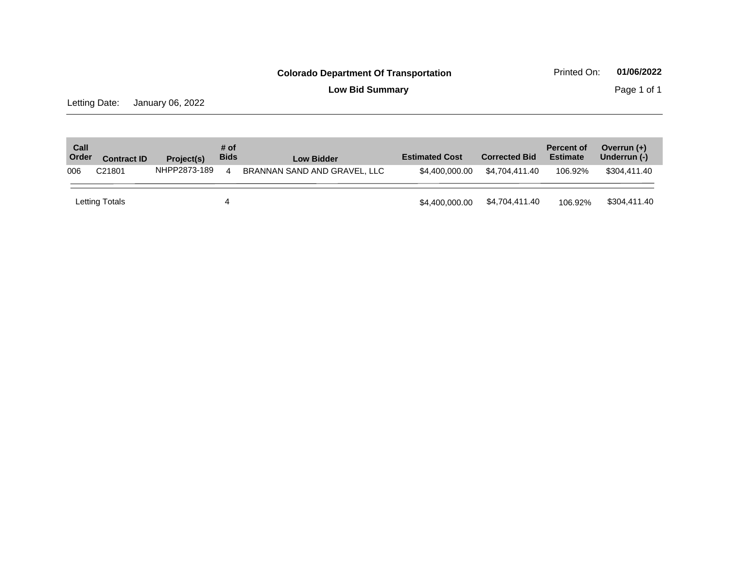# Colorado Department Of Transportation

Printed On: **01/06/2022**

## Low Bid Summary

Letting Date: January 06, 2022

| Call Order | Contract ID | Project(s) | # of Bids | Low Bidder | Estimated Cost | Corrected Bid | Percent of Estimate | Overrun (+) Underrun (-) |
|---|---|---|---|---|---|---|---|---|
| 006 | C21801 | NHPP2873-189 | 4 | BRANNAN SAND AND GRAVEL, LLC | $4,400,000.00 | $4,704,411.40 | 106.92% | $304,411.40 |
| Letting Totals | | | 4 | | $4,400,000.00 | $4,704,411.40 | 106.92% | $304,411.40 |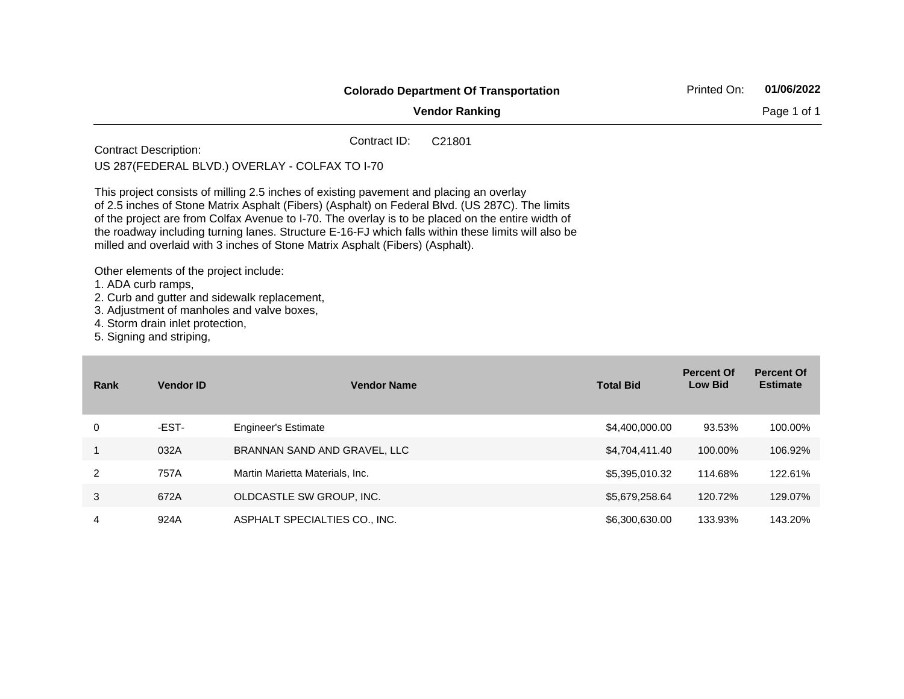**Colorado Department Of Transportation**

**Vendor Ranking**

Printed On: **01/06/2022**

Contract ID: C21801

Contract Description:

US 287(FEDERAL BLVD.) OVERLAY - COLFAX TO I-70

This project consists of milling 2.5 inches of existing pavement and placing an overlay of 2.5 inches of Stone Matrix Asphalt (Fibers) (Asphalt) on Federal Blvd. (US 287C). The limits of the project are from Colfax Avenue to I-70. The overlay is to be placed on the entire width of the roadway including turning lanes. Structure E-16-FJ which falls within these limits will also be milled and overlaid with 3 inches of Stone Matrix Asphalt (Fibers) (Asphalt).

Other elements of the project include:
1. ADA curb ramps,
2. Curb and gutter and sidewalk replacement,
3. Adjustment of manholes and valve boxes,
4. Storm drain inlet protection,
5. Signing and striping,

| Rank | Vendor ID | Vendor Name | Total Bid | Percent Of Low Bid | Percent Of Estimate |
|---|---|---|---|---|---|
| 0 | -EST- | Engineer's Estimate | $4,400,000.00 | 93.53% | 100.00% |
| 1 | 032A | BRANNAN SAND AND GRAVEL, LLC | $4,704,411.40 | 100.00% | 106.92% |
| 2 | 757A | Martin Marietta Materials, Inc. | $5,395,010.32 | 114.68% | 122.61% |
| 3 | 672A | OLDCASTLE SW GROUP, INC. | $5,679,258.64 | 120.72% | 129.07% |
| 4 | 924A | ASPHALT SPECIALTIES CO., INC. | $6,300,630.00 | 133.93% | 143.20% |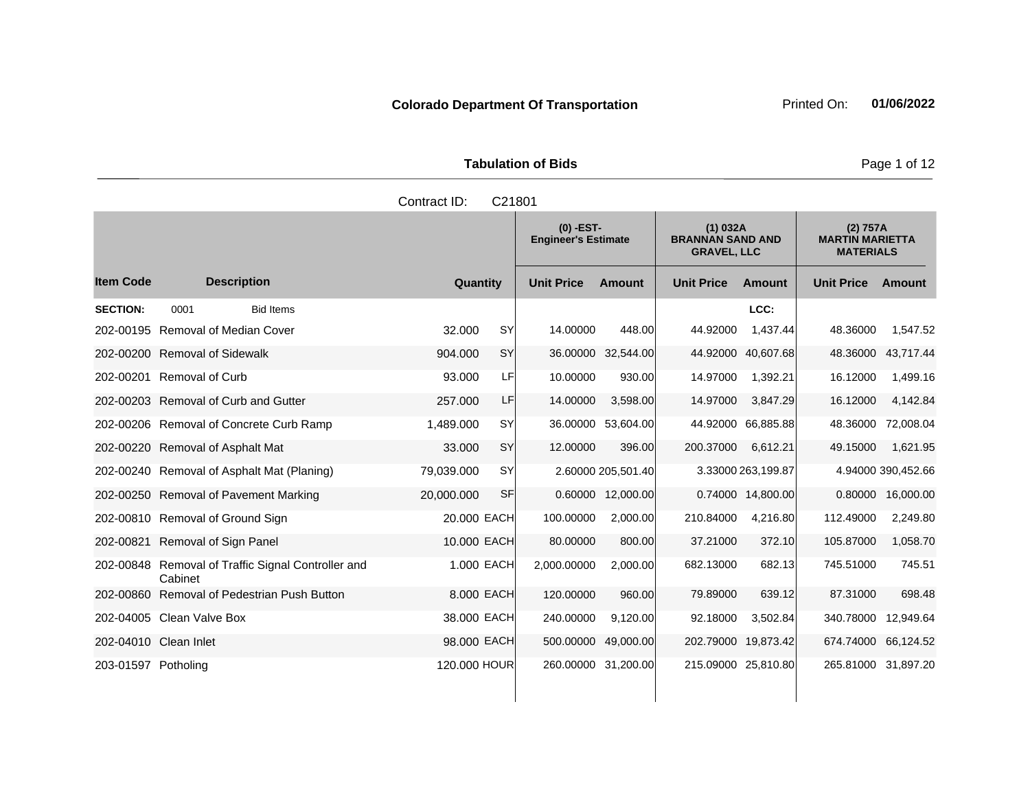**Colorado Department Of Transportation** Printed On: **01/06/2022**

**Tabulation of Bids**

Contract ID: C21801

| Item Code | Description | Quantity | | (0) -EST- Engineer's Estimate | | (1) 032A BRANNAN SAND AND GRAVEL, LLC | | (2) 757A MARTIN MARIETTA MATERIALS | |
|---|---|---|---|---|---|---|---|---|---|
| | | | | Unit Price | Amount | Unit Price | Amount | Unit Price | Amount |
| **SECTION:** | 0001 Bid Items | | | | | | LCC: | | |
| 202-00195 | Removal of Median Cover | 32.000 | SY | 14.00000 | 448.00 | 44.92000 | 1,437.44 | 48.36000 | 1,547.52 |
| 202-00200 | Removal of Sidewalk | 904.000 | SY | 36.00000 | 32,544.00 | 44.92000 | 40,607.68 | 48.36000 | 43,717.44 |
| 202-00201 | Removal of Curb | 93.000 | LF | 10.00000 | 930.00 | 14.97000 | 1,392.21 | 16.12000 | 1,499.16 |
| 202-00203 | Removal of Curb and Gutter | 257.000 | LF | 14.00000 | 3,598.00 | 14.97000 | 3,847.29 | 16.12000 | 4,142.84 |
| 202-00206 | Removal of Concrete Curb Ramp | 1,489.000 | SY | 36.00000 | 53,604.00 | 44.92000 | 66,885.88 | 48.36000 | 72,008.04 |
| 202-00220 | Removal of Asphalt Mat | 33.000 | SY | 12.00000 | 396.00 | 200.37000 | 6,612.21 | 49.15000 | 1,621.95 |
| 202-00240 | Removal of Asphalt Mat (Planing) | 79,039.000 | SY | 2.60000 | 205,501.40 | 3.33000 | 263,199.87 | 4.94000 | 390,452.66 |
| 202-00250 | Removal of Pavement Marking | 20,000.000 | SF | 0.60000 | 12,000.00 | 0.74000 | 14,800.00 | 0.80000 | 16,000.00 |
| 202-00810 | Removal of Ground Sign | 20.000 | EACH | 100.00000 | 2,000.00 | 210.84000 | 4,216.80 | 112.49000 | 2,249.80 |
| 202-00821 | Removal of Sign Panel | 10.000 | EACH | 80.00000 | 800.00 | 37.21000 | 372.10 | 105.87000 | 1,058.70 |
| 202-00848 | Removal of Traffic Signal Controller and Cabinet | 1.000 | EACH | 2,000.00000 | 2,000.00 | 682.13000 | 682.13 | 745.51000 | 745.51 |
| 202-00860 | Removal of Pedestrian Push Button | 8.000 | EACH | 120.00000 | 960.00 | 79.89000 | 639.12 | 87.31000 | 698.48 |
| 202-04005 | Clean Valve Box | 38.000 | EACH | 240.00000 | 9,120.00 | 92.18000 | 3,502.84 | 340.78000 | 12,949.64 |
| 202-04010 | Clean Inlet | 98.000 | EACH | 500.00000 | 49,000.00 | 202.79000 | 19,873.42 | 674.74000 | 66,124.52 |
| 203-01597 | Potholing | 120.000 | HOUR | 260.00000 | 31,200.00 | 215.09000 | 25,810.80 | 265.81000 | 31,897.20 |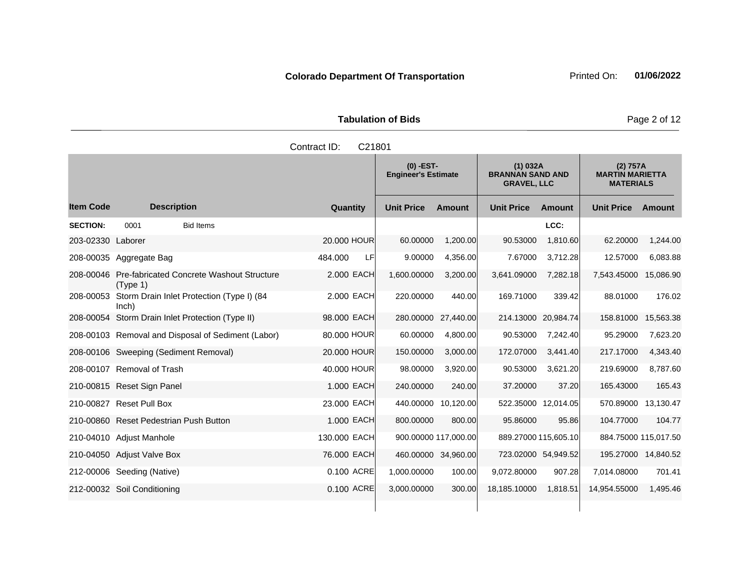**Colorado Department Of Transportation** Printed On: **01/06/2022**

**Tabulation of Bids**

Contract ID: C21801

| | | | (0) -EST- Engineer's Estimate | | (1) 032A BRANNAN SAND AND GRAVEL, LLC | | (2) 757A MARTIN MARIETTA MATERIALS | |
|---|---|---|---|---|---|---|---|---|
| **Item Code** | **Description** | **Quantity** | **Unit Price** | **Amount** | **Unit Price** | **Amount** | **Unit Price** | **Amount** |
| **SECTION:** | 0001 Bid Items | | | | | **LCC:** | | |
| 203-02330 | Laborer | 20.000 HOUR | 60.00000 | 1,200.00 | 90.53000 | 1,810.60 | 62.20000 | 1,244.00 |
| 208-00035 | Aggregate Bag | 484.000 LF | 9.00000 | 4,356.00 | 7.67000 | 3,712.28 | 12.57000 | 6,083.88 |
| 208-00046 | Pre-fabricated Concrete Washout Structure (Type 1) | 2.000 EACH | 1,600.00000 | 3,200.00 | 3,641.09000 | 7,282.18 | 7,543.45000 | 15,086.90 |
| 208-00053 | Storm Drain Inlet Protection (Type I) (84 Inch) | 2.000 EACH | 220.00000 | 440.00 | 169.71000 | 339.42 | 88.01000 | 176.02 |
| 208-00054 | Storm Drain Inlet Protection (Type II) | 98.000 EACH | 280.00000 | 27,440.00 | 214.13000 | 20,984.74 | 158.81000 | 15,563.38 |
| 208-00103 | Removal and Disposal of Sediment (Labor) | 80.000 HOUR | 60.00000 | 4,800.00 | 90.53000 | 7,242.40 | 95.29000 | 7,623.20 |
| 208-00106 | Sweeping (Sediment Removal) | 20.000 HOUR | 150.00000 | 3,000.00 | 172.07000 | 3,441.40 | 217.17000 | 4,343.40 |
| 208-00107 | Removal of Trash | 40.000 HOUR | 98.00000 | 3,920.00 | 90.53000 | 3,621.20 | 219.69000 | 8,787.60 |
| 210-00815 | Reset Sign Panel | 1.000 EACH | 240.00000 | 240.00 | 37.20000 | 37.20 | 165.43000 | 165.43 |
| 210-00827 | Reset Pull Box | 23.000 EACH | 440.00000 | 10,120.00 | 522.35000 | 12,014.05 | 570.89000 | 13,130.47 |
| 210-00860 | Reset Pedestrian Push Button | 1.000 EACH | 800.00000 | 800.00 | 95.86000 | 95.86 | 104.77000 | 104.77 |
| 210-04010 | Adjust Manhole | 130.000 EACH | 900.00000 | 117,000.00 | 889.27000 | 115,605.10 | 884.75000 | 115,017.50 |
| 210-04050 | Adjust Valve Box | 76.000 EACH | 460.00000 | 34,960.00 | 723.02000 | 54,949.52 | 195.27000 | 14,840.52 |
| 212-00006 | Seeding (Native) | 0.100 ACRE | 1,000.00000 | 100.00 | 9,072.80000 | 907.28 | 7,014.08000 | 701.41 |
| 212-00032 | Soil Conditioning | 0.100 ACRE | 3,000.00000 | 300.00 | 18,185.10000 | 1,818.51 | 14,954.55000 | 1,495.46 |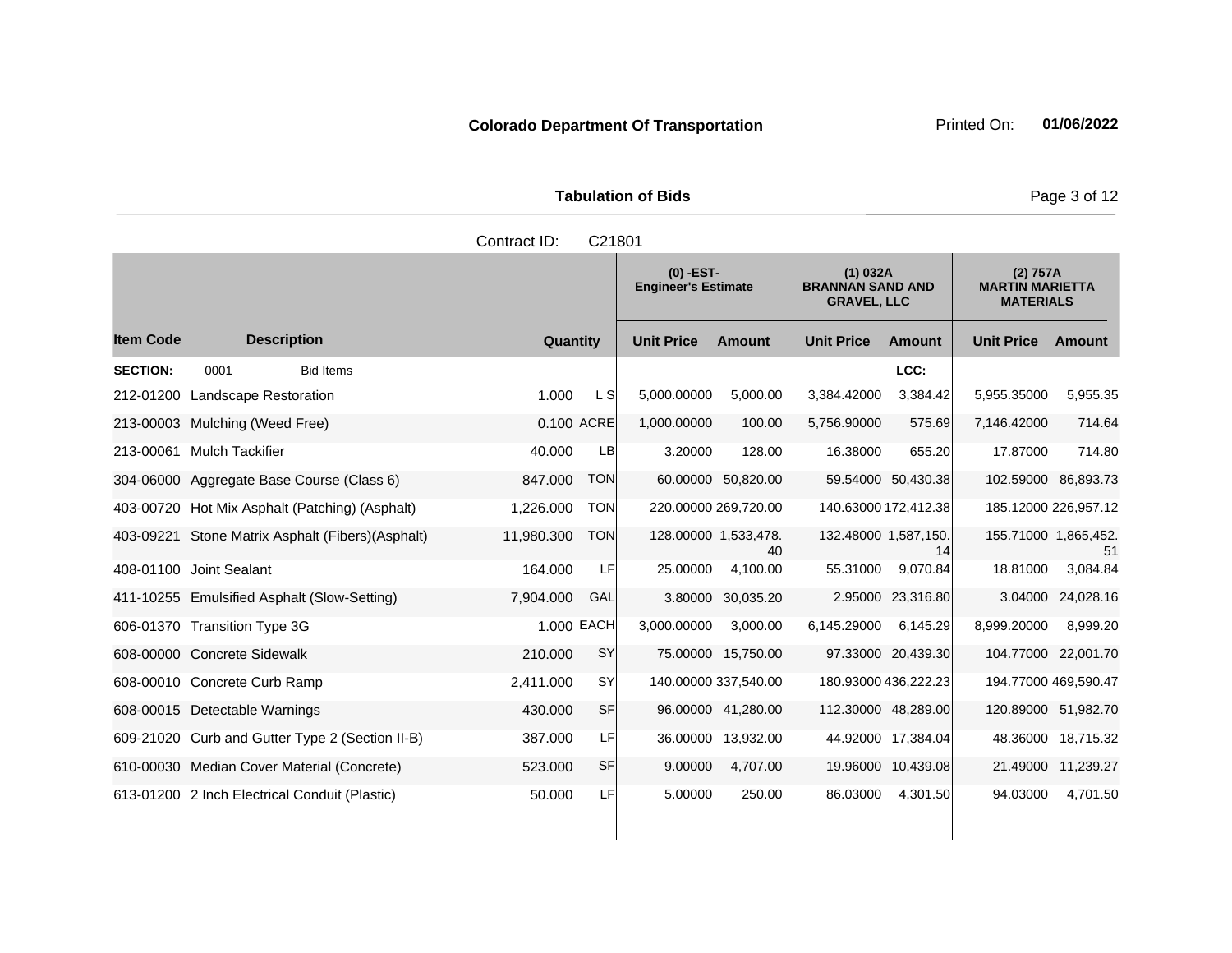**Colorado Department Of Transportation** Printed On: **01/06/2022**

**Tabulation of Bids**

Contract ID: C21801

| Item Code | Description | Quantity | | (0) -EST- Engineer's Estimate Unit Price | Amount | (1) 032A BRANNAN SAND AND GRAVEL, LLC Unit Price | Amount | (2) 757A MARTIN MARIETTA MATERIALS Unit Price | Amount |
|---|---|---|---|---|---|---|---|---|---|
| **SECTION:** | 0001 Bid Items | | | | | | LCC: | | |
| 212-01200 | Landscape Restoration | 1.000 | L S | 5,000.00000 | 5,000.00 | 3,384.42000 | 3,384.42 | 5,955.35000 | 5,955.35 |
| 213-00003 | Mulching (Weed Free) | 0.100 | ACRE | 1,000.00000 | 100.00 | 5,756.90000 | 575.69 | 7,146.42000 | 714.64 |
| 213-00061 | Mulch Tackifier | 40.000 | LB | 3.20000 | 128.00 | 16.38000 | 655.20 | 17.87000 | 714.80 |
| 304-06000 | Aggregate Base Course (Class 6) | 847.000 | TON | 60.00000 | 50,820.00 | 59.54000 | 50,430.38 | 102.59000 | 86,893.73 |
| 403-00720 | Hot Mix Asphalt (Patching) (Asphalt) | 1,226.000 | TON | 220.00000 | 269,720.00 | 140.63000 | 172,412.38 | 185.12000 | 226,957.12 |
| 403-09221 | Stone Matrix Asphalt (Fibers)(Asphalt) | 11,980.300 | TON | 128.00000 | 1,533,478.40 | 132.48000 | 1,587,150.14 | 155.71000 | 1,865,452.51 |
| 408-01100 | Joint Sealant | 164.000 | LF | 25.00000 | 4,100.00 | 55.31000 | 9,070.84 | 18.81000 | 3,084.84 |
| 411-10255 | Emulsified Asphalt (Slow-Setting) | 7,904.000 | GAL | 3.80000 | 30,035.20 | 2.95000 | 23,316.80 | 3.04000 | 24,028.16 |
| 606-01370 | Transition Type 3G | 1.000 | EACH | 3,000.00000 | 3,000.00 | 6,145.29000 | 6,145.29 | 8,999.20000 | 8,999.20 |
| 608-00000 | Concrete Sidewalk | 210.000 | SY | 75.00000 | 15,750.00 | 97.33000 | 20,439.30 | 104.77000 | 22,001.70 |
| 608-00010 | Concrete Curb Ramp | 2,411.000 | SY | 140.00000 | 337,540.00 | 180.93000 | 436,222.23 | 194.77000 | 469,590.47 |
| 608-00015 | Detectable Warnings | 430.000 | SF | 96.00000 | 41,280.00 | 112.30000 | 48,289.00 | 120.89000 | 51,982.70 |
| 609-21020 | Curb and Gutter Type 2 (Section II-B) | 387.000 | LF | 36.00000 | 13,932.00 | 44.92000 | 17,384.04 | 48.36000 | 18,715.32 |
| 610-00030 | Median Cover Material (Concrete) | 523.000 | SF | 9.00000 | 4,707.00 | 19.96000 | 10,439.08 | 21.49000 | 11,239.27 |
| 613-01200 | 2 Inch Electrical Conduit (Plastic) | 50.000 | LF | 5.00000 | 250.00 | 86.03000 | 4,301.50 | 94.03000 | 4,701.50 |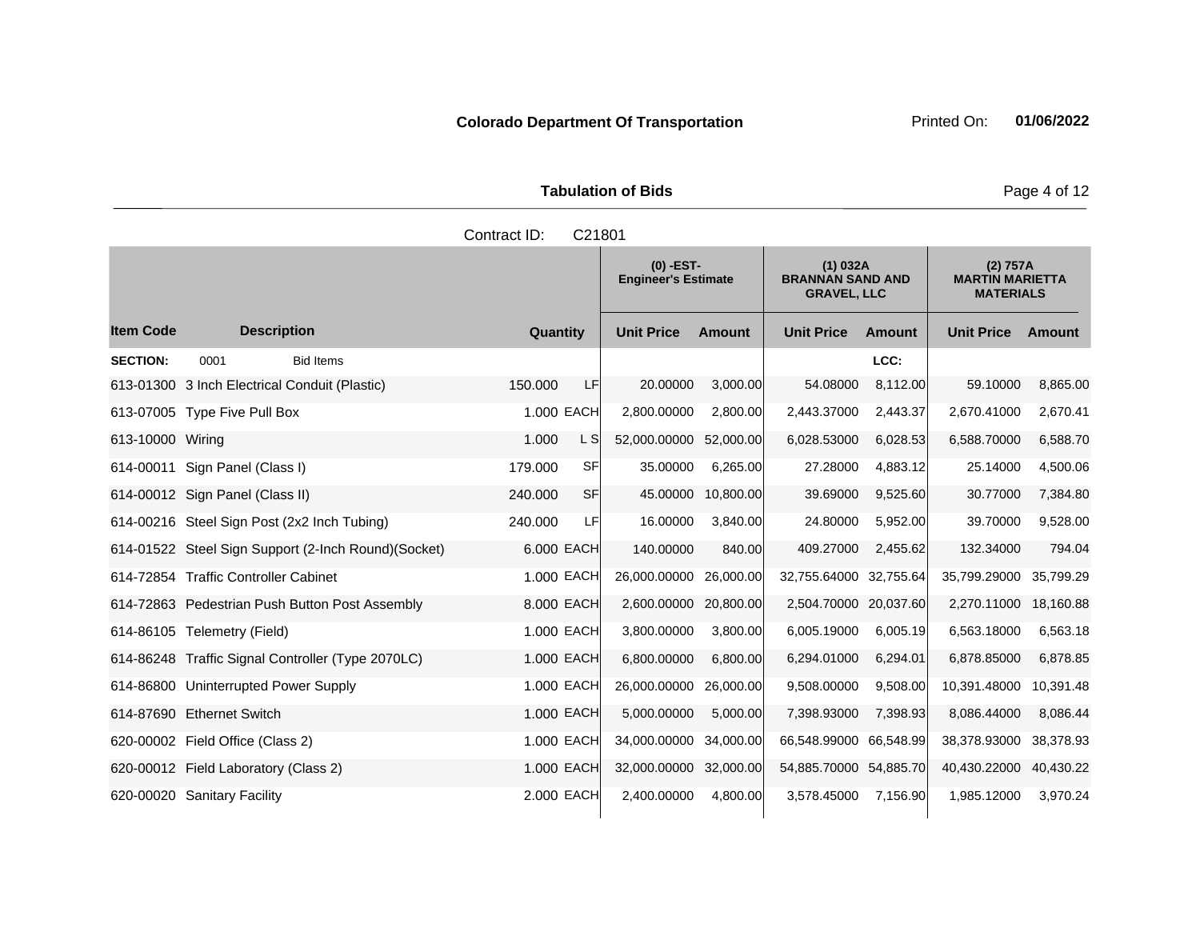**Colorado Department Of Transportation** Printed On: **01/06/2022**

**Tabulation of Bids**

Contract ID: C21801

| | | | | (0) -EST- Engineer's Estimate | | (1) 032A BRANNAN SAND AND GRAVEL, LLC | | (2) 757A MARTIN MARIETTA MATERIALS | |
|---|---|---|---|---|---|---|---|---|---|
| **Item Code** | **Description** | **Quantity** | | **Unit Price** | **Amount** | **Unit Price** | **Amount** | **Unit Price** | **Amount** |
| **SECTION:** | 0001 Bid Items | | | | | | LCC: | | |
| 613-01300 | 3 Inch Electrical Conduit (Plastic) | 150.000 | LF | 20.00000 | 3,000.00 | 54.08000 | 8,112.00 | 59.10000 | 8,865.00 |
| 613-07005 | Type Five Pull Box | 1.000 | EACH | 2,800.00000 | 2,800.00 | 2,443.37000 | 2,443.37 | 2,670.41000 | 2,670.41 |
| 613-10000 | Wiring | 1.000 | L S | 52,000.00000 | 52,000.00 | 6,028.53000 | 6,028.53 | 6,588.70000 | 6,588.70 |
| 614-00011 | Sign Panel (Class I) | 179.000 | SF | 35.00000 | 6,265.00 | 27.28000 | 4,883.12 | 25.14000 | 4,500.06 |
| 614-00012 | Sign Panel (Class II) | 240.000 | SF | 45.00000 | 10,800.00 | 39.69000 | 9,525.60 | 30.77000 | 7,384.80 |
| 614-00216 | Steel Sign Post (2x2 Inch Tubing) | 240.000 | LF | 16.00000 | 3,840.00 | 24.80000 | 5,952.00 | 39.70000 | 9,528.00 |
| 614-01522 | Steel Sign Support (2-Inch Round)(Socket) | 6.000 | EACH | 140.00000 | 840.00 | 409.27000 | 2,455.62 | 132.34000 | 794.04 |
| 614-72854 | Traffic Controller Cabinet | 1.000 | EACH | 26,000.00000 | 26,000.00 | 32,755.64000 | 32,755.64 | 35,799.29000 | 35,799.29 |
| 614-72863 | Pedestrian Push Button Post Assembly | 8.000 | EACH | 2,600.00000 | 20,800.00 | 2,504.70000 | 20,037.60 | 2,270.11000 | 18,160.88 |
| 614-86105 | Telemetry (Field) | 1.000 | EACH | 3,800.00000 | 3,800.00 | 6,005.19000 | 6,005.19 | 6,563.18000 | 6,563.18 |
| 614-86248 | Traffic Signal Controller (Type 2070LC) | 1.000 | EACH | 6,800.00000 | 6,800.00 | 6,294.01000 | 6,294.01 | 6,878.85000 | 6,878.85 |
| 614-86800 | Uninterrupted Power Supply | 1.000 | EACH | 26,000.00000 | 26,000.00 | 9,508.00000 | 9,508.00 | 10,391.48000 | 10,391.48 |
| 614-87690 | Ethernet Switch | 1.000 | EACH | 5,000.00000 | 5,000.00 | 7,398.93000 | 7,398.93 | 8,086.44000 | 8,086.44 |
| 620-00002 | Field Office (Class 2) | 1.000 | EACH | 34,000.00000 | 34,000.00 | 66,548.99000 | 66,548.99 | 38,378.93000 | 38,378.93 |
| 620-00012 | Field Laboratory (Class 2) | 1.000 | EACH | 32,000.00000 | 32,000.00 | 54,885.70000 | 54,885.70 | 40,430.22000 | 40,430.22 |
| 620-00020 | Sanitary Facility | 2.000 | EACH | 2,400.00000 | 4,800.00 | 3,578.45000 | 7,156.90 | 1,985.12000 | 3,970.24 |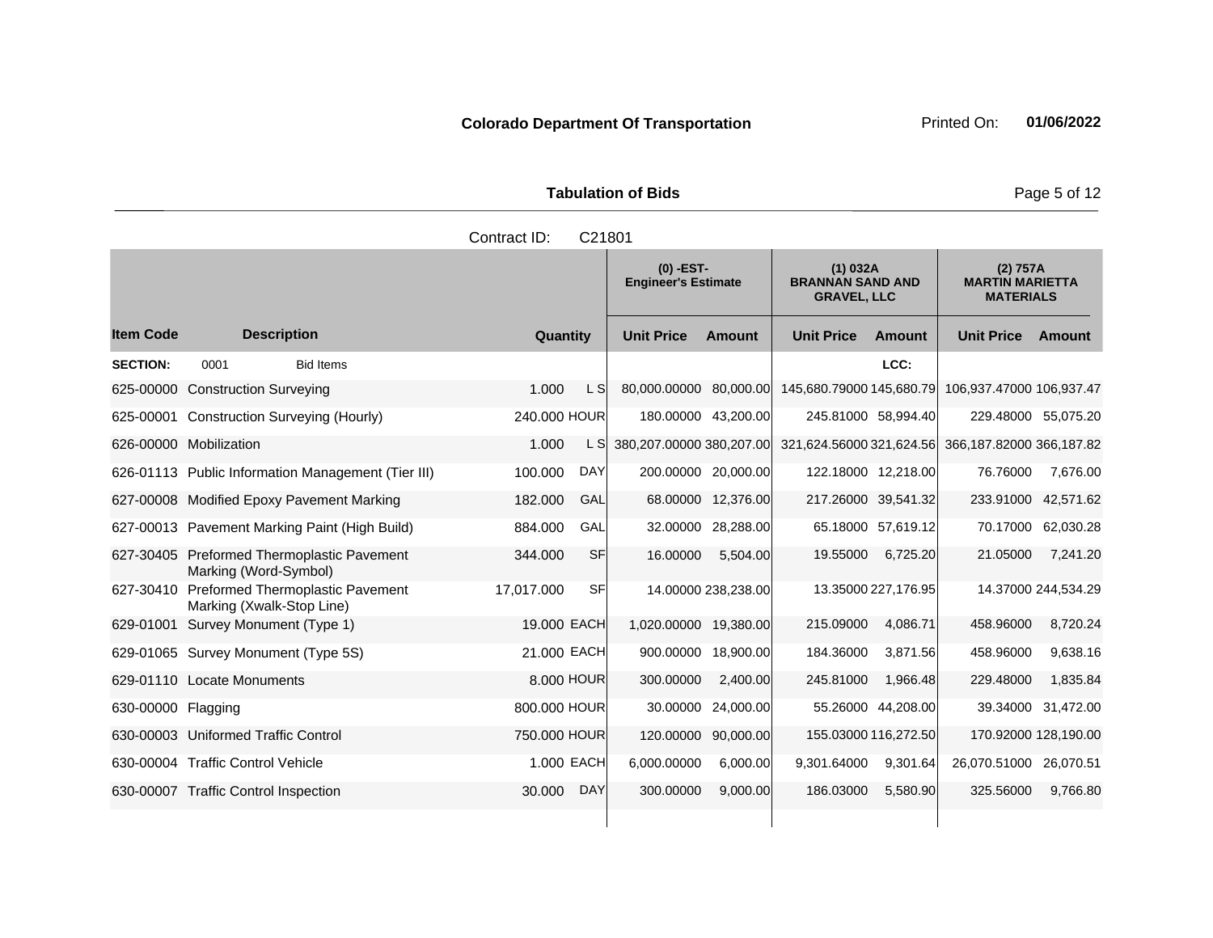**Colorado Department Of Transportation**

**Tabulation of Bids**

Contract ID: C21801

| Item Code | Description | Quantity | | (0) -EST- Engineer's Estimate Unit Price | Amount | (1) 032A BRANNAN SAND AND GRAVEL, LLC Unit Price | Amount | (2) 757A MARTIN MARIETTA MATERIALS Unit Price | Amount |
|---|---|---|---|---|---|---|---|---|---|
| **SECTION:** | 0001 Bid Items | | | | | | LCC: | | |
| 625-00000 | Construction Surveying | 1.000 | L S | 80,000.00000 | 80,000.00 | 145,680.79000 | 145,680.79 | 106,937.47000 | 106,937.47 |
| 625-00001 | Construction Surveying (Hourly) | 240.000 | HOUR | 180.00000 | 43,200.00 | 245.81000 | 58,994.40 | 229.48000 | 55,075.20 |
| 626-00000 | Mobilization | 1.000 | L S | 380,207.00000 | 380,207.00 | 321,624.56000 | 321,624.56 | 366,187.82000 | 366,187.82 |
| 626-01113 | Public Information Management (Tier III) | 100.000 | DAY | 200.00000 | 20,000.00 | 122.18000 | 12,218.00 | 76.76000 | 7,676.00 |
| 627-00008 | Modified Epoxy Pavement Marking | 182.000 | GAL | 68.00000 | 12,376.00 | 217.26000 | 39,541.32 | 233.91000 | 42,571.62 |
| 627-00013 | Pavement Marking Paint (High Build) | 884.000 | GAL | 32.00000 | 28,288.00 | 65.18000 | 57,619.12 | 70.17000 | 62,030.28 |
| 627-30405 | Preformed Thermoplastic Pavement Marking (Word-Symbol) | 344.000 | SF | 16.00000 | 5,504.00 | 19.55000 | 6,725.20 | 21.05000 | 7,241.20 |
| 627-30410 | Preformed Thermoplastic Pavement Marking (Xwalk-Stop Line) | 17,017.000 | SF | 14.00000 | 238,238.00 | 13.35000 | 227,176.95 | 14.37000 | 244,534.29 |
| 629-01001 | Survey Monument (Type 1) | 19.000 | EACH | 1,020.00000 | 19,380.00 | 215.09000 | 4,086.71 | 458.96000 | 8,720.24 |
| 629-01065 | Survey Monument (Type 5S) | 21.000 | EACH | 900.00000 | 18,900.00 | 184.36000 | 3,871.56 | 458.96000 | 9,638.16 |
| 629-01110 | Locate Monuments | 8.000 | HOUR | 300.00000 | 2,400.00 | 245.81000 | 1,966.48 | 229.48000 | 1,835.84 |
| 630-00000 | Flagging | 800.000 | HOUR | 30.00000 | 24,000.00 | 55.26000 | 44,208.00 | 39.34000 | 31,472.00 |
| 630-00003 | Uniformed Traffic Control | 750.000 | HOUR | 120.00000 | 90,000.00 | 155.03000 | 116,272.50 | 170.92000 | 128,190.00 |
| 630-00004 | Traffic Control Vehicle | 1.000 | EACH | 6,000.00000 | 6,000.00 | 9,301.64000 | 9,301.64 | 26,070.51000 | 26,070.51 |
| 630-00007 | Traffic Control Inspection | 30.000 | DAY | 300.00000 | 9,000.00 | 186.03000 | 5,580.90 | 325.56000 | 9,766.80 |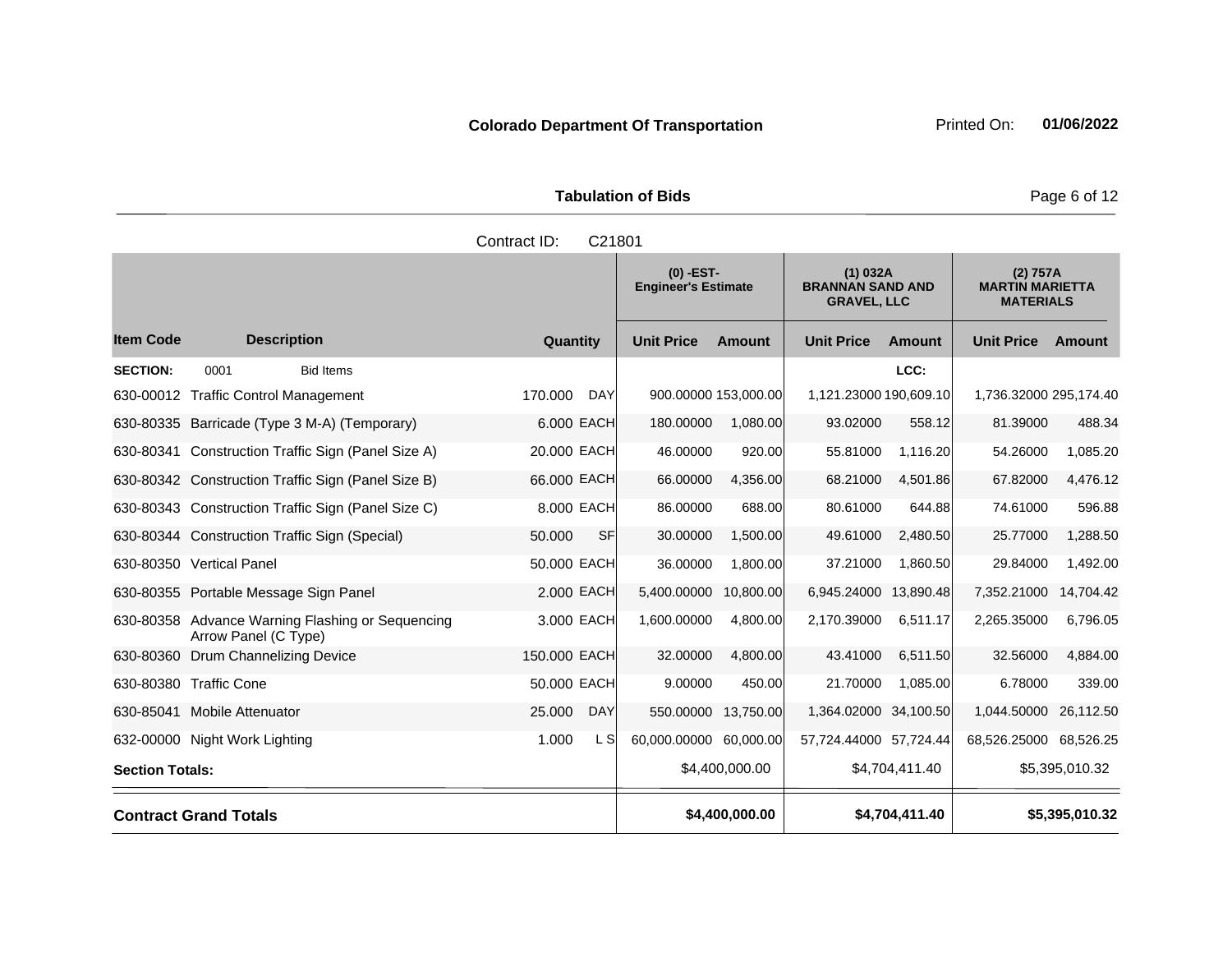**Colorado Department Of Transportation** Printed On: **01/06/2022**

**Tabulation of Bids**

Contract ID: C21801

| Item Code | Description | Quantity | | (0) -EST- Engineer's Estimate | | (1) 032A BRANNAN SAND AND GRAVEL, LLC | | (2) 757A MARTIN MARIETTA MATERIALS | |
|---|---|---|---|---|---|---|---|---|---|
| | | | | Unit Price | Amount | Unit Price | Amount | Unit Price | Amount |
| **SECTION:** | 0001 Bid Items | | | | | | LCC: | | |
| 630-00012 | Traffic Control Management | 170.000 | DAY | 900.00000 | 153,000.00 | 1,121.23000 | 190,609.10 | 1,736.32000 | 295,174.40 |
| 630-80335 | Barricade (Type 3 M-A) (Temporary) | 6.000 | EACH | 180.00000 | 1,080.00 | 93.02000 | 558.12 | 81.39000 | 488.34 |
| 630-80341 | Construction Traffic Sign (Panel Size A) | 20.000 | EACH | 46.00000 | 920.00 | 55.81000 | 1,116.20 | 54.26000 | 1,085.20 |
| 630-80342 | Construction Traffic Sign (Panel Size B) | 66.000 | EACH | 66.00000 | 4,356.00 | 68.21000 | 4,501.86 | 67.82000 | 4,476.12 |
| 630-80343 | Construction Traffic Sign (Panel Size C) | 8.000 | EACH | 86.00000 | 688.00 | 80.61000 | 644.88 | 74.61000 | 596.88 |
| 630-80344 | Construction Traffic Sign (Special) | 50.000 | SF | 30.00000 | 1,500.00 | 49.61000 | 2,480.50 | 25.77000 | 1,288.50 |
| 630-80350 | Vertical Panel | 50.000 | EACH | 36.00000 | 1,800.00 | 37.21000 | 1,860.50 | 29.84000 | 1,492.00 |
| 630-80355 | Portable Message Sign Panel | 2.000 | EACH | 5,400.00000 | 10,800.00 | 6,945.24000 | 13,890.48 | 7,352.21000 | 14,704.42 |
| 630-80358 | Advance Warning Flashing or Sequencing Arrow Panel (C Type) | 3.000 | EACH | 1,600.00000 | 4,800.00 | 2,170.39000 | 6,511.17 | 2,265.35000 | 6,796.05 |
| 630-80360 | Drum Channelizing Device | 150.000 | EACH | 32.00000 | 4,800.00 | 43.41000 | 6,511.50 | 32.56000 | 4,884.00 |
| 630-80380 | Traffic Cone | 50.000 | EACH | 9.00000 | 450.00 | 21.70000 | 1,085.00 | 6.78000 | 339.00 |
| 630-85041 | Mobile Attenuator | 25.000 | DAY | 550.00000 | 13,750.00 | 1,364.02000 | 34,100.50 | 1,044.50000 | 26,112.50 |
| 632-00000 | Night Work Lighting | 1.000 | L S | 60,000.00000 | 60,000.00 | 57,724.44000 | 57,724.44 | 68,526.25000 | 68,526.25 |
| **Section Totals:** | | | | | $4,400,000.00 | | $4,704,411.40 | | $5,395,010.32 |
| **Contract Grand Totals** | | | | | **$4,400,000.00** | | **$4,704,411.40** | | **$5,395,010.32** |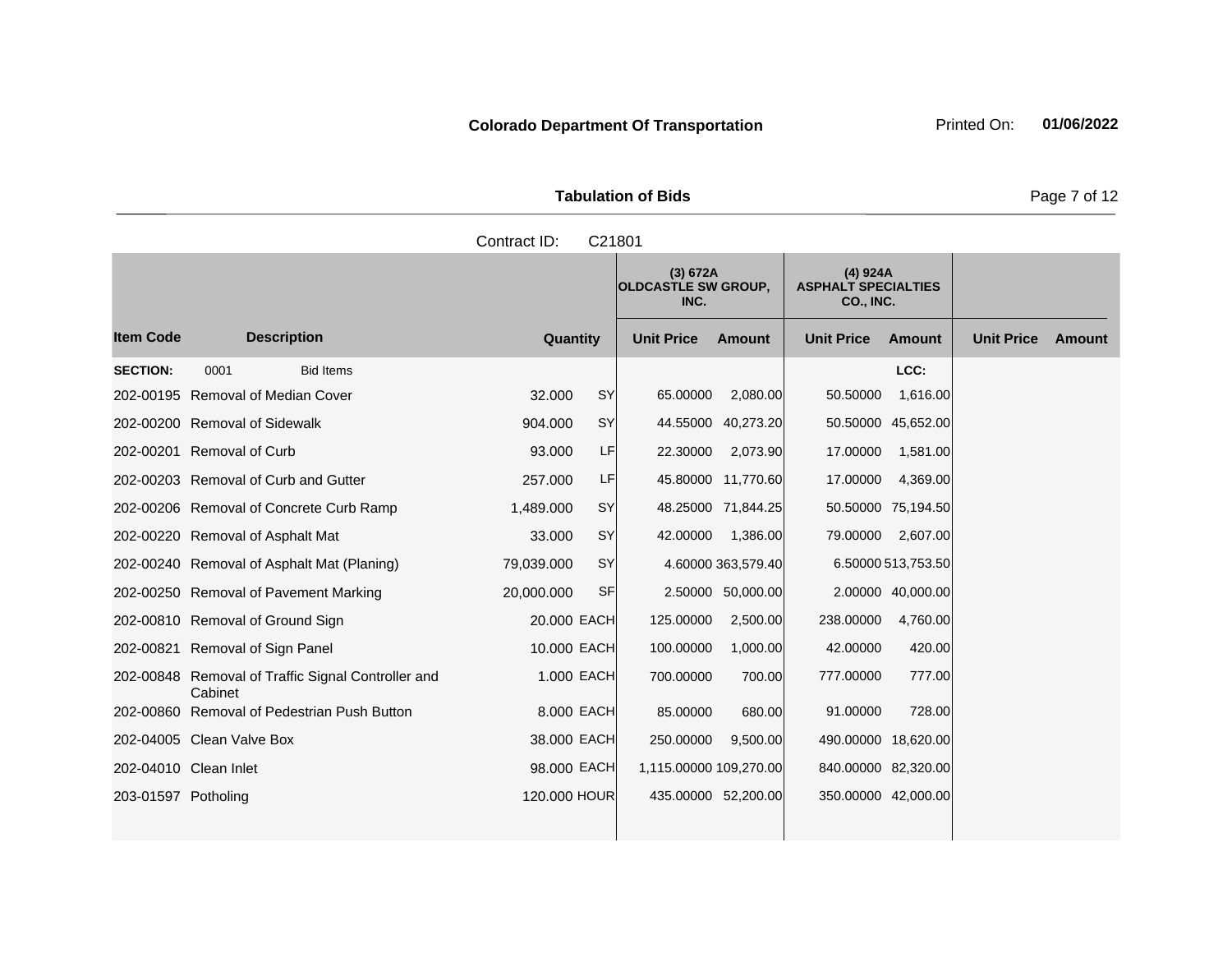**Colorado Department Of Transportation** Printed On: **01/06/2022**

**Tabulation of Bids**

Contract ID: C21801

| Item Code | Description | Quantity | | (3) 672A OLDCASTLE SW GROUP, INC. | | (4) 924A ASPHALT SPECIALTIES CO., INC. | | | |
|---|---|---|---|---|---|---|---|---|---|
| | | | | Unit Price | Amount | Unit Price | Amount | Unit Price | Amount |
| **SECTION:** | 0001 Bid Items | | | | | | LCC: | | |
| 202-00195 | Removal of Median Cover | 32.000 | SY | 65.00000 | 2,080.00 | 50.50000 | 1,616.00 | | |
| 202-00200 | Removal of Sidewalk | 904.000 | SY | 44.55000 | 40,273.20 | 50.50000 | 45,652.00 | | |
| 202-00201 | Removal of Curb | 93.000 | LF | 22.30000 | 2,073.90 | 17.00000 | 1,581.00 | | |
| 202-00203 | Removal of Curb and Gutter | 257.000 | LF | 45.80000 | 11,770.60 | 17.00000 | 4,369.00 | | |
| 202-00206 | Removal of Concrete Curb Ramp | 1,489.000 | SY | 48.25000 | 71,844.25 | 50.50000 | 75,194.50 | | |
| 202-00220 | Removal of Asphalt Mat | 33.000 | SY | 42.00000 | 1,386.00 | 79.00000 | 2,607.00 | | |
| 202-00240 | Removal of Asphalt Mat (Planing) | 79,039.000 | SY | 4.60000 | 363,579.40 | 6.50000 | 513,753.50 | | |
| 202-00250 | Removal of Pavement Marking | 20,000.000 | SF | 2.50000 | 50,000.00 | 2.00000 | 40,000.00 | | |
| 202-00810 | Removal of Ground Sign | 20.000 | EACH | 125.00000 | 2,500.00 | 238.00000 | 4,760.00 | | |
| 202-00821 | Removal of Sign Panel | 10.000 | EACH | 100.00000 | 1,000.00 | 42.00000 | 420.00 | | |
| 202-00848 | Removal of Traffic Signal Controller and Cabinet | 1.000 | EACH | 700.00000 | 700.00 | 777.00000 | 777.00 | | |
| 202-00860 | Removal of Pedestrian Push Button | 8.000 | EACH | 85.00000 | 680.00 | 91.00000 | 728.00 | | |
| 202-04005 | Clean Valve Box | 38.000 | EACH | 250.00000 | 9,500.00 | 490.00000 | 18,620.00 | | |
| 202-04010 | Clean Inlet | 98.000 | EACH | 1,115.00000 | 109,270.00 | 840.00000 | 82,320.00 | | |
| 203-01597 | Potholing | 120.000 | HOUR | 435.00000 | 52,200.00 | 350.00000 | 42,000.00 | | |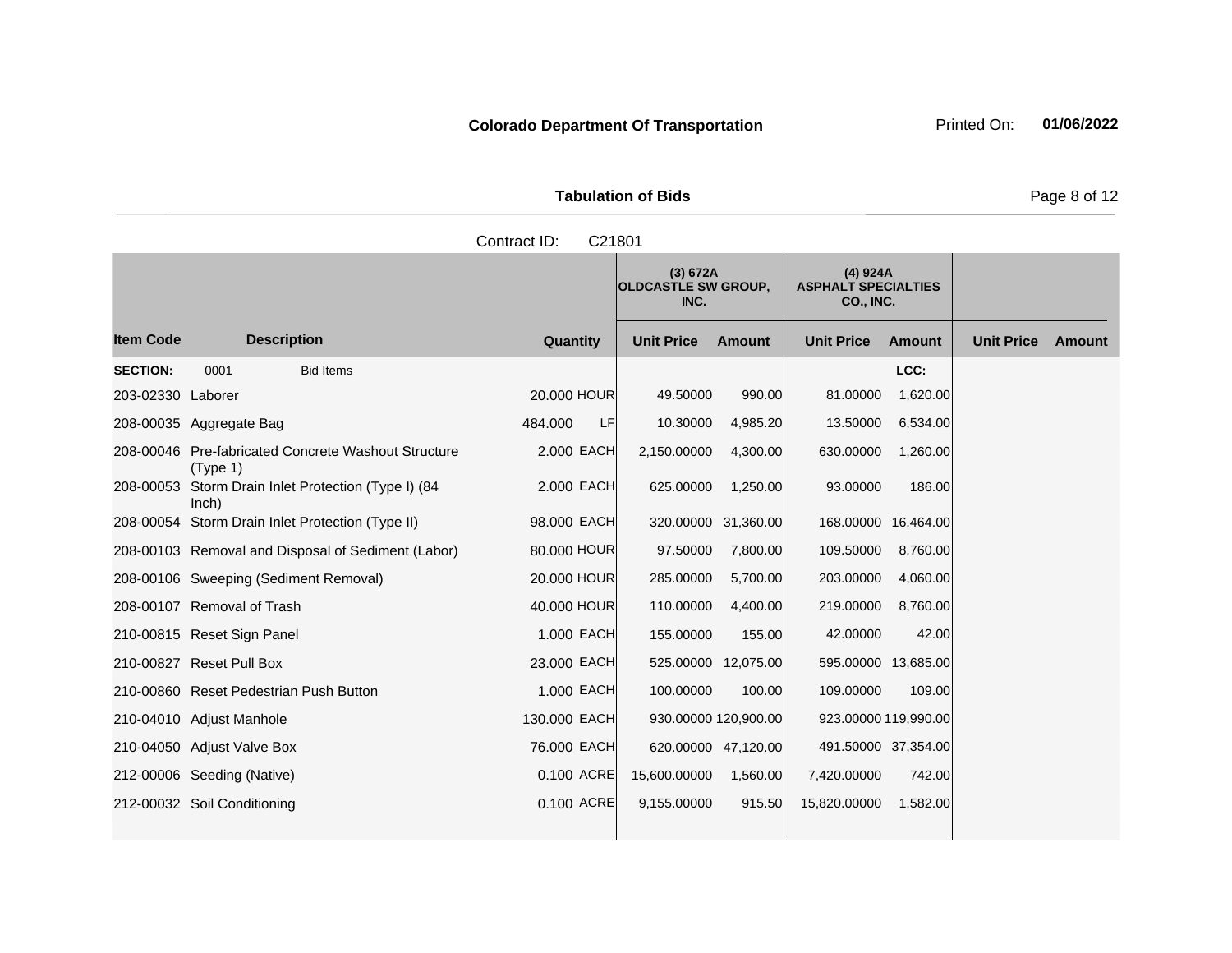**Colorado Department Of Transportation** Printed On: **01/06/2022**

**Tabulation of Bids**

Contract ID: C21801

| Item Code | Description | Quantity | | (3) 672A OLDCASTLE SW GROUP, INC. Unit Price | Amount | (4) 924A ASPHALT SPECIALTIES CO., INC. Unit Price | Amount | Unit Price | Amount |
|---|---|---|---|---|---|---|---|---|---|
| **SECTION:** | 0001 Bid Items | | | | | | LCC: | | |
| 203-02330 | Laborer | 20.000 | HOUR | 49.50000 | 990.00 | 81.00000 | 1,620.00 | | |
| 208-00035 | Aggregate Bag | 484.000 | LF | 10.30000 | 4,985.20 | 13.50000 | 6,534.00 | | |
| 208-00046 | Pre-fabricated Concrete Washout Structure (Type 1) | 2.000 | EACH | 2,150.00000 | 4,300.00 | 630.00000 | 1,260.00 | | |
| 208-00053 | Storm Drain Inlet Protection (Type I) (84 Inch) | 2.000 | EACH | 625.00000 | 1,250.00 | 93.00000 | 186.00 | | |
| 208-00054 | Storm Drain Inlet Protection (Type II) | 98.000 | EACH | 320.00000 | 31,360.00 | 168.00000 | 16,464.00 | | |
| 208-00103 | Removal and Disposal of Sediment (Labor) | 80.000 | HOUR | 97.50000 | 7,800.00 | 109.50000 | 8,760.00 | | |
| 208-00106 | Sweeping (Sediment Removal) | 20.000 | HOUR | 285.00000 | 5,700.00 | 203.00000 | 4,060.00 | | |
| 208-00107 | Removal of Trash | 40.000 | HOUR | 110.00000 | 4,400.00 | 219.00000 | 8,760.00 | | |
| 210-00815 | Reset Sign Panel | 1.000 | EACH | 155.00000 | 155.00 | 42.00000 | 42.00 | | |
| 210-00827 | Reset Pull Box | 23.000 | EACH | 525.00000 | 12,075.00 | 595.00000 | 13,685.00 | | |
| 210-00860 | Reset Pedestrian Push Button | 1.000 | EACH | 100.00000 | 100.00 | 109.00000 | 109.00 | | |
| 210-04010 | Adjust Manhole | 130.000 | EACH | 930.00000 | 120,900.00 | 923.00000 | 119,990.00 | | |
| 210-04050 | Adjust Valve Box | 76.000 | EACH | 620.00000 | 47,120.00 | 491.50000 | 37,354.00 | | |
| 212-00006 | Seeding (Native) | 0.100 | ACRE | 15,600.00000 | 1,560.00 | 7,420.00000 | 742.00 | | |
| 212-00032 | Soil Conditioning | 0.100 | ACRE | 9,155.00000 | 915.50 | 15,820.00000 | 1,582.00 | | |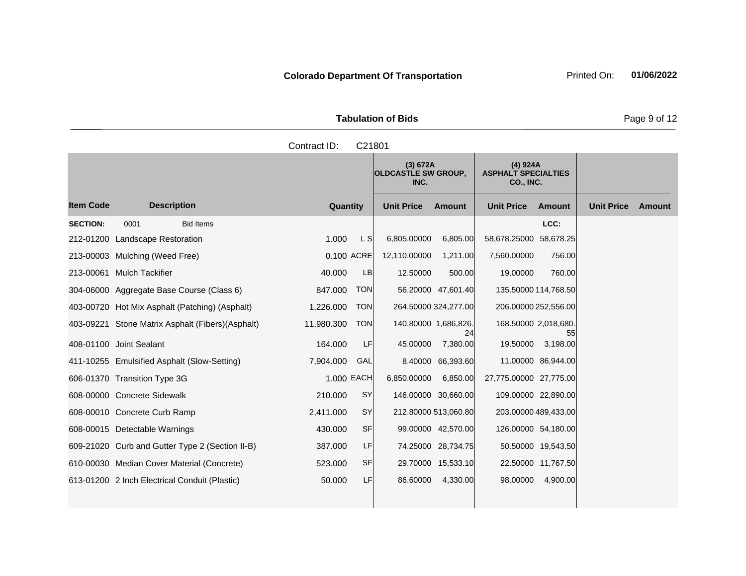**Colorado Department Of Transportation** Printed On: **01/06/2022**

**Tabulation of Bids**

Contract ID: C21801

| Item Code | Description | Quantity | | (3) 672A OLDCASTLE SW GROUP, INC. | | (4) 924A ASPHALT SPECIALTIES CO., INC. | | | |
|---|---|---|---|---|---|---|---|---|---|
| | | | | Unit Price | Amount | Unit Price | Amount | Unit Price | Amount |
| **SECTION:** | 0001 Bid Items | | | | | | LCC: | | |
| 212-01200 | Landscape Restoration | 1.000 | L S | 6,805.00000 | 6,805.00 | 58,678.25000 | 58,678.25 | | |
| 213-00003 | Mulching (Weed Free) | 0.100 | ACRE | 12,110.00000 | 1,211.00 | 7,560.00000 | 756.00 | | |
| 213-00061 | Mulch Tackifier | 40.000 | LB | 12.50000 | 500.00 | 19.00000 | 760.00 | | |
| 304-06000 | Aggregate Base Course (Class 6) | 847.000 | TON | 56.20000 | 47,601.40 | 135.50000 | 114,768.50 | | |
| 403-00720 | Hot Mix Asphalt (Patching) (Asphalt) | 1,226.000 | TON | 264.50000 | 324,277.00 | 206.00000 | 252,556.00 | | |
| 403-09221 | Stone Matrix Asphalt (Fibers)(Asphalt) | 11,980.300 | TON | 140.80000 | 1,686,826.24 | 168.50000 | 2,018,680.55 | | |
| 408-01100 | Joint Sealant | 164.000 | LF | 45.00000 | 7,380.00 | 19.50000 | 3,198.00 | | |
| 411-10255 | Emulsified Asphalt (Slow-Setting) | 7,904.000 | GAL | 8.40000 | 66,393.60 | 11.00000 | 86,944.00 | | |
| 606-01370 | Transition Type 3G | 1.000 | EACH | 6,850.00000 | 6,850.00 | 27,775.00000 | 27,775.00 | | |
| 608-00000 | Concrete Sidewalk | 210.000 | SY | 146.00000 | 30,660.00 | 109.00000 | 22,890.00 | | |
| 608-00010 | Concrete Curb Ramp | 2,411.000 | SY | 212.80000 | 513,060.80 | 203.00000 | 489,433.00 | | |
| 608-00015 | Detectable Warnings | 430.000 | SF | 99.00000 | 42,570.00 | 126.00000 | 54,180.00 | | |
| 609-21020 | Curb and Gutter Type 2 (Section II-B) | 387.000 | LF | 74.25000 | 28,734.75 | 50.50000 | 19,543.50 | | |
| 610-00030 | Median Cover Material (Concrete) | 523.000 | SF | 29.70000 | 15,533.10 | 22.50000 | 11,767.50 | | |
| 613-01200 | 2 Inch Electrical Conduit (Plastic) | 50.000 | LF | 86.60000 | 4,330.00 | 98.00000 | 4,900.00 | | |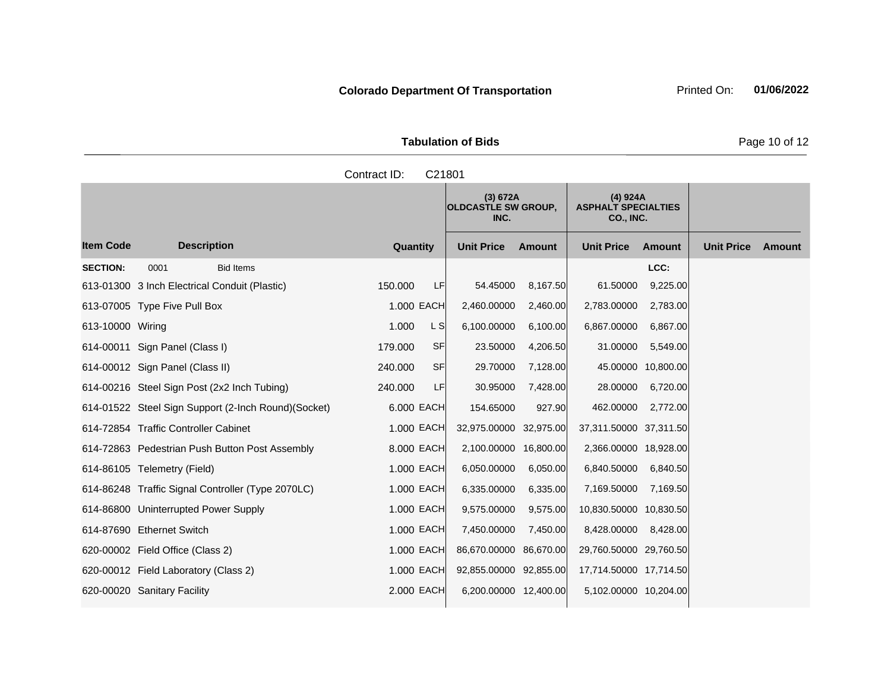**Colorado Department Of Transportation**

Printed On: **01/06/2022**

**Tabulation of Bids**

Contract ID: C21801

| Item Code | Description | Quantity | | (3) 672A OLDCASTLE SW GROUP, INC. | | (4) 924A ASPHALT SPECIALTIES CO., INC. | | | |
|---|---|---|---|---|---|---|---|---|---|
| | | | | Unit Price | Amount | Unit Price | Amount | Unit Price | Amount |
| **SECTION:** | 0001 Bid Items | | | | | | LCC: | | |
| 613-01300 | 3 Inch Electrical Conduit (Plastic) | 150.000 | LF | 54.45000 | 8,167.50 | 61.50000 | 9,225.00 | | |
| 613-07005 | Type Five Pull Box | 1.000 | EACH | 2,460.00000 | 2,460.00 | 2,783.00000 | 2,783.00 | | |
| 613-10000 | Wiring | 1.000 | L S | 6,100.00000 | 6,100.00 | 6,867.00000 | 6,867.00 | | |
| 614-00011 | Sign Panel (Class I) | 179.000 | SF | 23.50000 | 4,206.50 | 31.00000 | 5,549.00 | | |
| 614-00012 | Sign Panel (Class II) | 240.000 | SF | 29.70000 | 7,128.00 | 45.00000 | 10,800.00 | | |
| 614-00216 | Steel Sign Post (2x2 Inch Tubing) | 240.000 | LF | 30.95000 | 7,428.00 | 28.00000 | 6,720.00 | | |
| 614-01522 | Steel Sign Support (2-Inch Round)(Socket) | 6.000 | EACH | 154.65000 | 927.90 | 462.00000 | 2,772.00 | | |
| 614-72854 | Traffic Controller Cabinet | 1.000 | EACH | 32,975.00000 | 32,975.00 | 37,311.50000 | 37,311.50 | | |
| 614-72863 | Pedestrian Push Button Post Assembly | 8.000 | EACH | 2,100.00000 | 16,800.00 | 2,366.00000 | 18,928.00 | | |
| 614-86105 | Telemetry (Field) | 1.000 | EACH | 6,050.00000 | 6,050.00 | 6,840.50000 | 6,840.50 | | |
| 614-86248 | Traffic Signal Controller (Type 2070LC) | 1.000 | EACH | 6,335.00000 | 6,335.00 | 7,169.50000 | 7,169.50 | | |
| 614-86800 | Uninterrupted Power Supply | 1.000 | EACH | 9,575.00000 | 9,575.00 | 10,830.50000 | 10,830.50 | | |
| 614-87690 | Ethernet Switch | 1.000 | EACH | 7,450.00000 | 7,450.00 | 8,428.00000 | 8,428.00 | | |
| 620-00002 | Field Office (Class 2) | 1.000 | EACH | 86,670.00000 | 86,670.00 | 29,760.50000 | 29,760.50 | | |
| 620-00012 | Field Laboratory (Class 2) | 1.000 | EACH | 92,855.00000 | 92,855.00 | 17,714.50000 | 17,714.50 | | |
| 620-00020 | Sanitary Facility | 2.000 | EACH | 6,200.00000 | 12,400.00 | 5,102.00000 | 10,204.00 | | |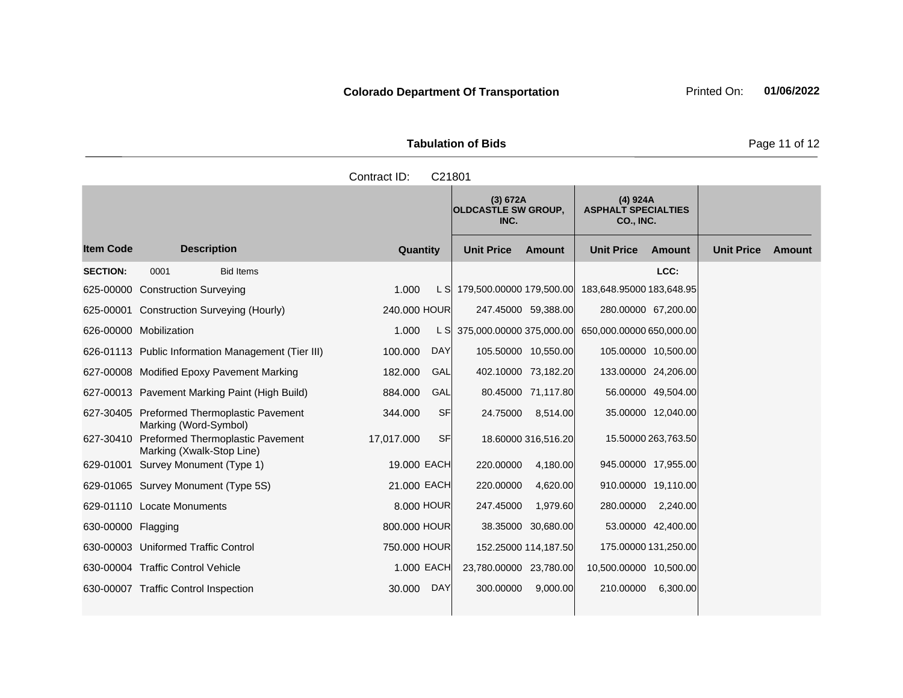**Colorado Department Of Transportation** Printed On: **01/06/2022**

**Tabulation of Bids**

Contract ID: C21801

| | | | | (3) 672A OLDCASTLE SW GROUP, INC. | | (4) 924A ASPHALT SPECIALTIES CO., INC. | | | |
|---|---|---|---|---|---|---|---|---|---|
| **Item Code** | **Description** | **Quantity** | | **Unit Price** | **Amount** | **Unit Price** | **Amount** | **Unit Price** | **Amount** |
| **SECTION:** | 0001 Bid Items | | | | | | LCC: | | |
| 625-00000 | Construction Surveying | 1.000 | L S | 179,500.00000 | 179,500.00 | 183,648.95000 | 183,648.95 | | |
| 625-00001 | Construction Surveying (Hourly) | 240.000 | HOUR | 247.45000 | 59,388.00 | 280.00000 | 67,200.00 | | |
| 626-00000 | Mobilization | 1.000 | L S | 375,000.00000 | 375,000.00 | 650,000.00000 | 650,000.00 | | |
| 626-01113 | Public Information Management (Tier III) | 100.000 | DAY | 105.50000 | 10,550.00 | 105.00000 | 10,500.00 | | |
| 627-00008 | Modified Epoxy Pavement Marking | 182.000 | GAL | 402.10000 | 73,182.20 | 133.00000 | 24,206.00 | | |
| 627-00013 | Pavement Marking Paint (High Build) | 884.000 | GAL | 80.45000 | 71,117.80 | 56.00000 | 49,504.00 | | |
| 627-30405 | Preformed Thermoplastic Pavement Marking (Word-Symbol) | 344.000 | SF | 24.75000 | 8,514.00 | 35.00000 | 12,040.00 | | |
| 627-30410 | Preformed Thermoplastic Pavement Marking (Xwalk-Stop Line) | 17,017.000 | SF | 18.60000 | 316,516.20 | 15.50000 | 263,763.50 | | |
| 629-01001 | Survey Monument (Type 1) | 19.000 | EACH | 220.00000 | 4,180.00 | 945.00000 | 17,955.00 | | |
| 629-01065 | Survey Monument (Type 5S) | 21.000 | EACH | 220.00000 | 4,620.00 | 910.00000 | 19,110.00 | | |
| 629-01110 | Locate Monuments | 8.000 | HOUR | 247.45000 | 1,979.60 | 280.00000 | 2,240.00 | | |
| 630-00000 | Flagging | 800.000 | HOUR | 38.35000 | 30,680.00 | 53.00000 | 42,400.00 | | |
| 630-00003 | Uniformed Traffic Control | 750.000 | HOUR | 152.25000 | 114,187.50 | 175.00000 | 131,250.00 | | |
| 630-00004 | Traffic Control Vehicle | 1.000 | EACH | 23,780.00000 | 23,780.00 | 10,500.00000 | 10,500.00 | | |
| 630-00007 | Traffic Control Inspection | 30.000 | DAY | 300.00000 | 9,000.00 | 210.00000 | 6,300.00 | | |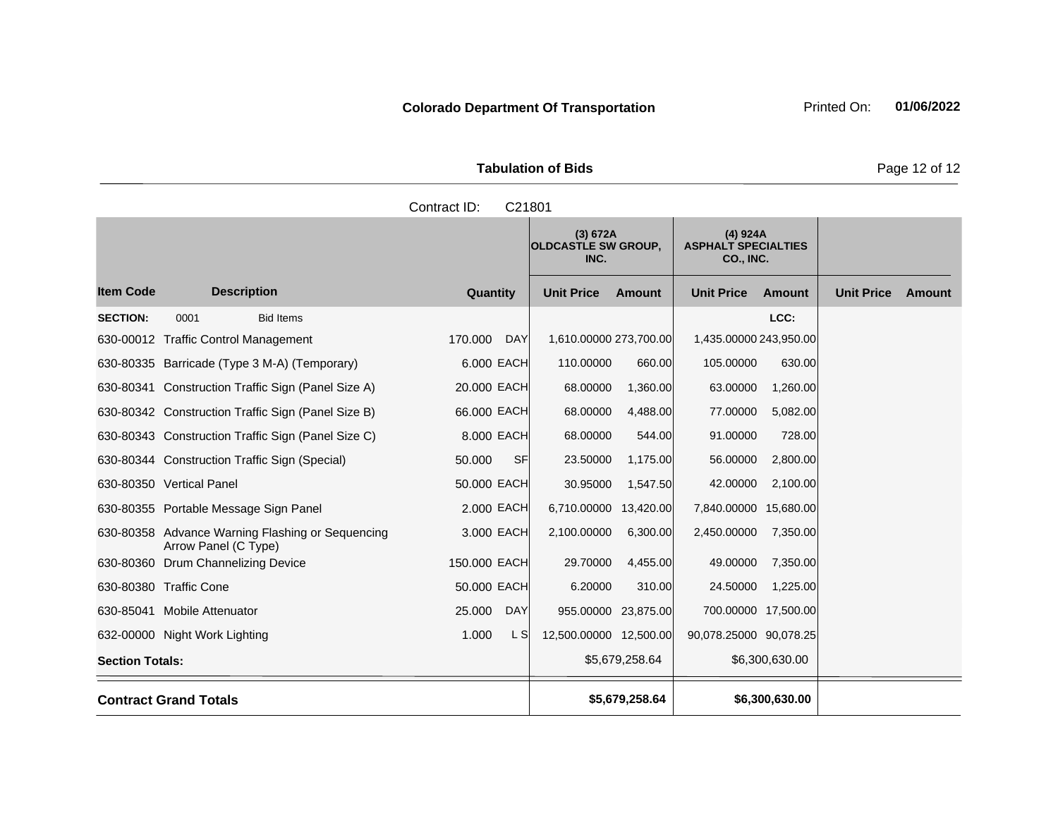**Colorado Department Of Transportation** Printed On: **01/06/2022**

**Tabulation of Bids**

Contract ID: C21801

| Item Code | Description | Quantity | | (3) 672A OLDCASTLE SW GROUP, INC. Unit Price | Amount | (4) 924A ASPHALT SPECIALTIES CO., INC. Unit Price | Amount | Unit Price | Amount |
|---|---|---|---|---|---|---|---|---|---|
| **SECTION:** | 0001 Bid Items | | | | | | LCC: | | |
| 630-00012 | Traffic Control Management | 170.000 | DAY | 1,610.00000 | 273,700.00 | 1,435.00000 | 243,950.00 | | |
| 630-80335 | Barricade (Type 3 M-A) (Temporary) | 6.000 | EACH | 110.00000 | 660.00 | 105.00000 | 630.00 | | |
| 630-80341 | Construction Traffic Sign (Panel Size A) | 20.000 | EACH | 68.00000 | 1,360.00 | 63.00000 | 1,260.00 | | |
| 630-80342 | Construction Traffic Sign (Panel Size B) | 66.000 | EACH | 68.00000 | 4,488.00 | 77.00000 | 5,082.00 | | |
| 630-80343 | Construction Traffic Sign (Panel Size C) | 8.000 | EACH | 68.00000 | 544.00 | 91.00000 | 728.00 | | |
| 630-80344 | Construction Traffic Sign (Special) | 50.000 | SF | 23.50000 | 1,175.00 | 56.00000 | 2,800.00 | | |
| 630-80350 | Vertical Panel | 50.000 | EACH | 30.95000 | 1,547.50 | 42.00000 | 2,100.00 | | |
| 630-80355 | Portable Message Sign Panel | 2.000 | EACH | 6,710.00000 | 13,420.00 | 7,840.00000 | 15,680.00 | | |
| 630-80358 | Advance Warning Flashing or Sequencing Arrow Panel (C Type) | 3.000 | EACH | 2,100.00000 | 6,300.00 | 2,450.00000 | 7,350.00 | | |
| 630-80360 | Drum Channelizing Device | 150.000 | EACH | 29.70000 | 4,455.00 | 49.00000 | 7,350.00 | | |
| 630-80380 | Traffic Cone | 50.000 | EACH | 6.20000 | 310.00 | 24.50000 | 1,225.00 | | |
| 630-85041 | Mobile Attenuator | 25.000 | DAY | 955.00000 | 23,875.00 | 700.00000 | 17,500.00 | | |
| 632-00000 | Night Work Lighting | 1.000 | L S | 12,500.00000 | 12,500.00 | 90,078.25000 | 90,078.25 | | |
| **Section Totals:** | | | | | $5,679,258.64 | | $6,300,630.00 | | |
| **Contract Grand Totals** | | | | | **$5,679,258.64** | | **$6,300,630.00** | | |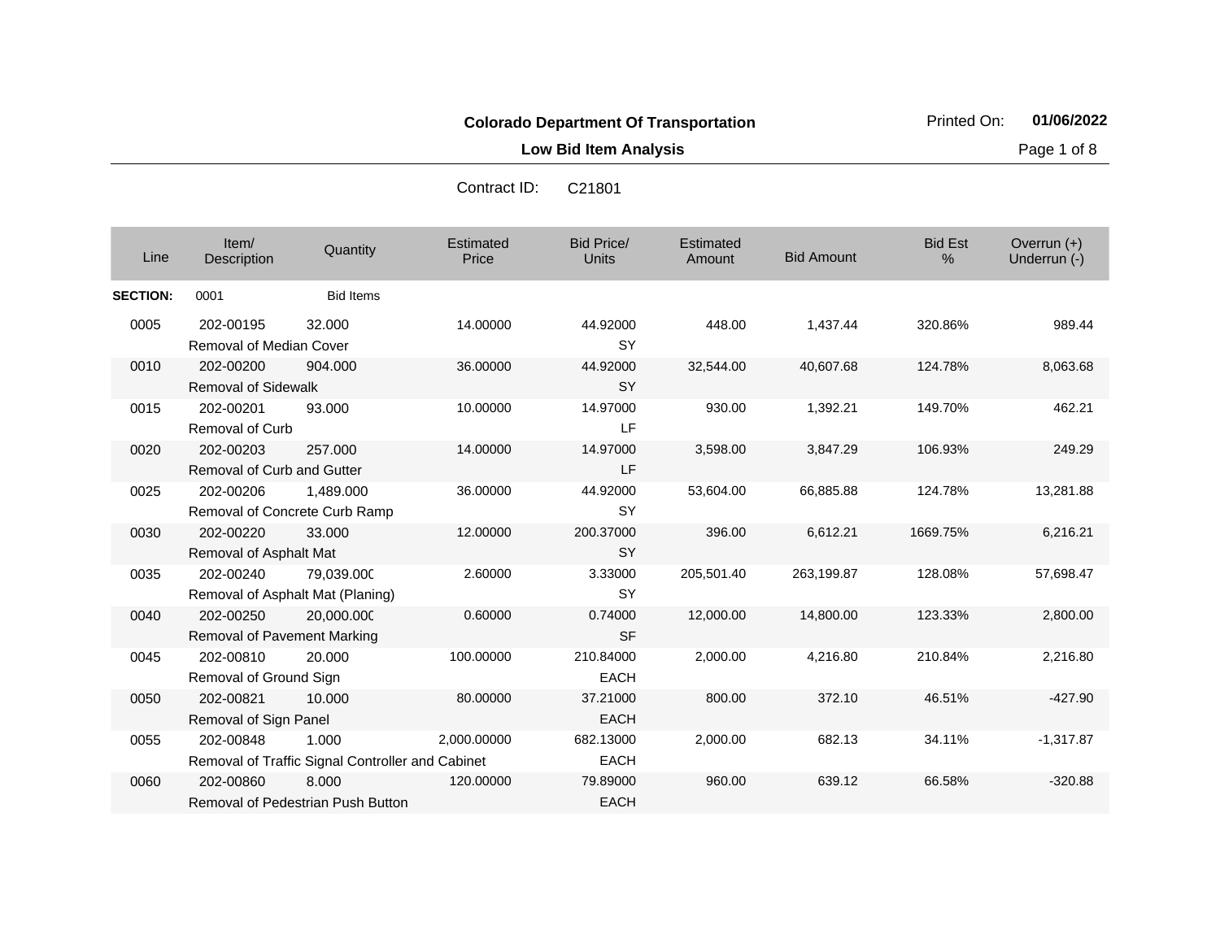**Colorado Department Of Transportation**

Printed On: **01/06/2022**

**Low Bid Item Analysis**

Contract ID: C21801

| Line | Item/ Description | Quantity | Estimated Price | Bid Price/ Units | Estimated Amount | Bid Amount | Bid Est % | Overrun (+) Underrun (-) |
|---|---|---|---|---|---|---|---|---|
| **SECTION:** | 0001 | Bid Items | | | | | | |
| 0005 | 202-00195 Removal of Median Cover | 32.000 | 14.00000 | 44.92000 SY | 448.00 | 1,437.44 | 320.86% | 989.44 |
| 0010 | 202-00200 Removal of Sidewalk | 904.000 | 36.00000 | 44.92000 SY | 32,544.00 | 40,607.68 | 124.78% | 8,063.68 |
| 0015 | 202-00201 Removal of Curb | 93.000 | 10.00000 | 14.97000 LF | 930.00 | 1,392.21 | 149.70% | 462.21 |
| 0020 | 202-00203 Removal of Curb and Gutter | 257.000 | 14.00000 | 14.97000 LF | 3,598.00 | 3,847.29 | 106.93% | 249.29 |
| 0025 | 202-00206 Removal of Concrete Curb Ramp | 1,489.000 | 36.00000 | 44.92000 SY | 53,604.00 | 66,885.88 | 124.78% | 13,281.88 |
| 0030 | 202-00220 Removal of Asphalt Mat | 33.000 | 12.00000 | 200.37000 SY | 396.00 | 6,612.21 | 1669.75% | 6,216.21 |
| 0035 | 202-00240 Removal of Asphalt Mat (Planing) | 79,039.000 | 2.60000 | 3.33000 SY | 205,501.40 | 263,199.87 | 128.08% | 57,698.47 |
| 0040 | 202-00250 Removal of Pavement Marking | 20,000.000 | 0.60000 | 0.74000 SF | 12,000.00 | 14,800.00 | 123.33% | 2,800.00 |
| 0045 | 202-00810 Removal of Ground Sign | 20.000 | 100.00000 | 210.84000 EACH | 2,000.00 | 4,216.80 | 210.84% | 2,216.80 |
| 0050 | 202-00821 Removal of Sign Panel | 10.000 | 80.00000 | 37.21000 EACH | 800.00 | 372.10 | 46.51% | -427.90 |
| 0055 | 202-00848 Removal of Traffic Signal Controller and Cabinet | 1.000 | 2,000.00000 | 682.13000 EACH | 2,000.00 | 682.13 | 34.11% | -1,317.87 |
| 0060 | 202-00860 Removal of Pedestrian Push Button | 8.000 | 120.00000 | 79.89000 EACH | 960.00 | 639.12 | 66.58% | -320.88 |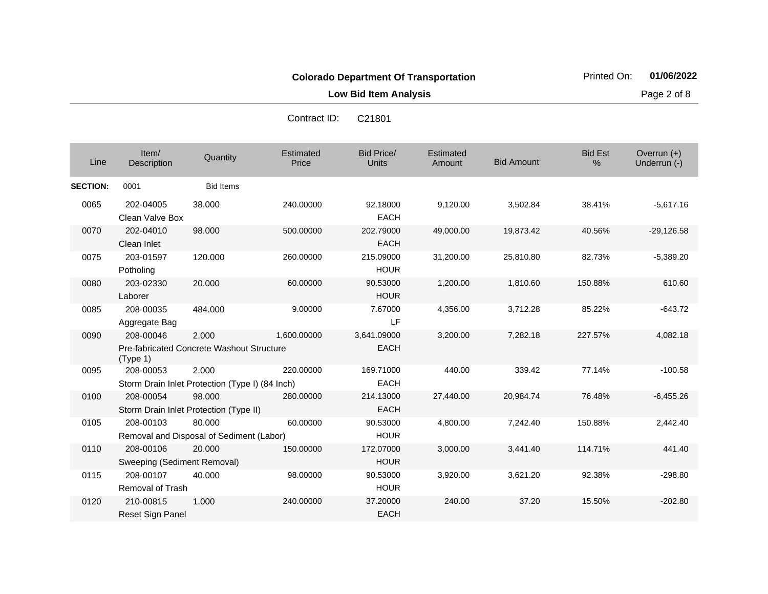**Colorado Department Of Transportation**

**Low Bid Item Analysis**

Printed On: **01/06/2022**

Contract ID: C21801

| Line | Item/ Description | Quantity | Estimated Price | Bid Price/ Units | Estimated Amount | Bid Amount | Bid Est % | Overrun (+) Underrun (-) |
|---|---|---|---|---|---|---|---|---|
| **SECTION:** | 0001 | Bid Items | | | | | | |
| 0065 | 202-04005 Clean Valve Box | 38.000 | 240.00000 | 92.18000 EACH | 9,120.00 | 3,502.84 | 38.41% | -5,617.16 |
| 0070 | 202-04010 Clean Inlet | 98.000 | 500.00000 | 202.79000 EACH | 49,000.00 | 19,873.42 | 40.56% | -29,126.58 |
| 0075 | 203-01597 Potholing | 120.000 | 260.00000 | 215.09000 HOUR | 31,200.00 | 25,810.80 | 82.73% | -5,389.20 |
| 0080 | 203-02330 Laborer | 20.000 | 60.00000 | 90.53000 HOUR | 1,200.00 | 1,810.60 | 150.88% | 610.60 |
| 0085 | 208-00035 Aggregate Bag | 484.000 | 9.00000 | 7.67000 LF | 4,356.00 | 3,712.28 | 85.22% | -643.72 |
| 0090 | 208-00046 Pre-fabricated Concrete Washout Structure (Type 1) | 2.000 | 1,600.00000 | 3,641.09000 EACH | 3,200.00 | 7,282.18 | 227.57% | 4,082.18 |
| 0095 | 208-00053 Storm Drain Inlet Protection (Type I) (84 Inch) | 2.000 | 220.00000 | 169.71000 EACH | 440.00 | 339.42 | 77.14% | -100.58 |
| 0100 | 208-00054 Storm Drain Inlet Protection (Type II) | 98.000 | 280.00000 | 214.13000 EACH | 27,440.00 | 20,984.74 | 76.48% | -6,455.26 |
| 0105 | 208-00103 Removal and Disposal of Sediment (Labor) | 80.000 | 60.00000 | 90.53000 HOUR | 4,800.00 | 7,242.40 | 150.88% | 2,442.40 |
| 0110 | 208-00106 Sweeping (Sediment Removal) | 20.000 | 150.00000 | 172.07000 HOUR | 3,000.00 | 3,441.40 | 114.71% | 441.40 |
| 0115 | 208-00107 Removal of Trash | 40.000 | 98.00000 | 90.53000 HOUR | 3,920.00 | 3,621.20 | 92.38% | -298.80 |
| 0120 | 210-00815 Reset Sign Panel | 1.000 | 240.00000 | 37.20000 EACH | 240.00 | 37.20 | 15.50% | -202.80 |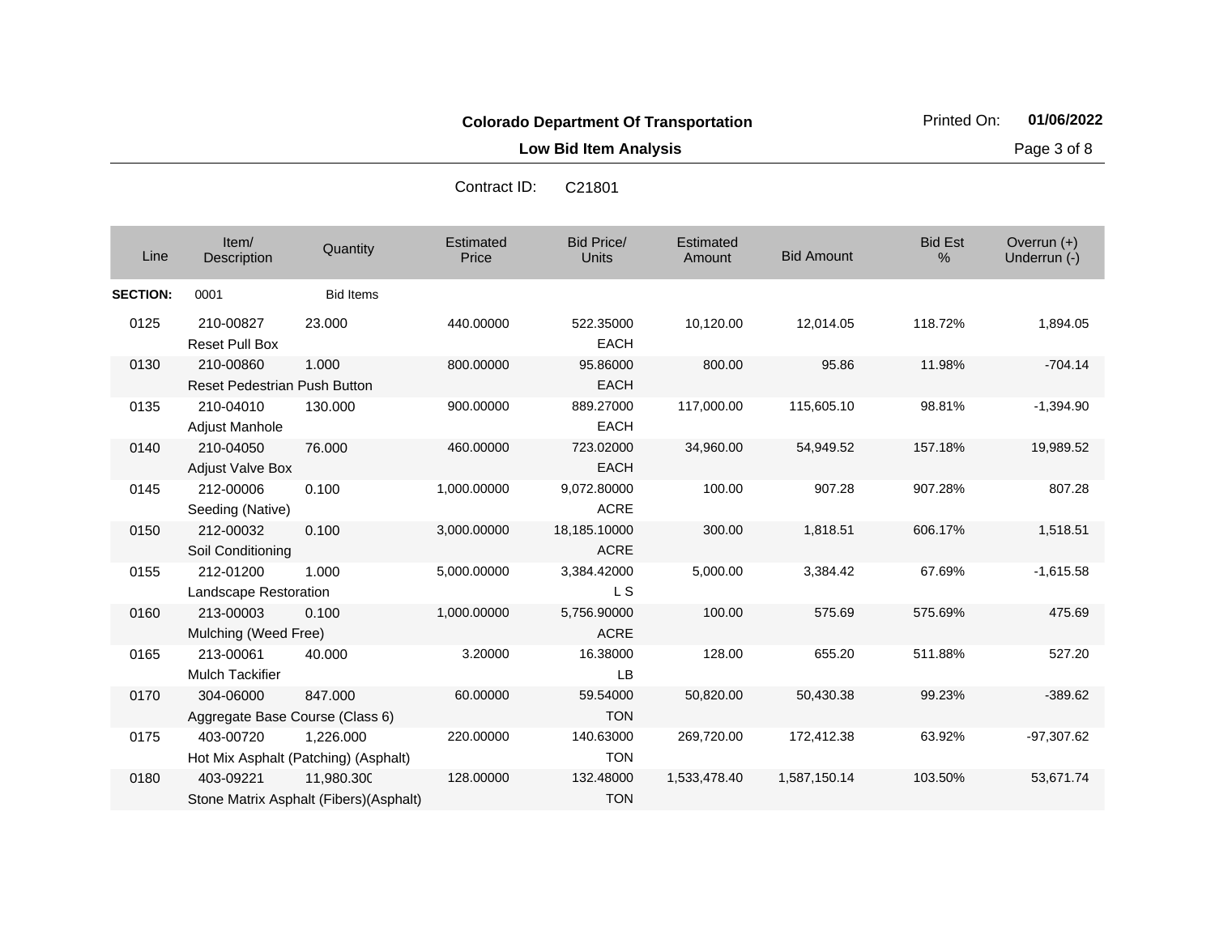**Colorado Department Of Transportation**

**Low Bid Item Analysis**

Contract ID: C21801

| Line | Item/ Description | Quantity | Estimated Price | Bid Price/ Units | Estimated Amount | Bid Amount | Bid Est % | Overrun (+) Underrun (-) |
|---|---|---|---|---|---|---|---|---|
| **SECTION:** | 0001 | Bid Items | | | | | | |
| 0125 | 210-00827 Reset Pull Box | 23.000 | 440.00000 | 522.35000 EACH | 10,120.00 | 12,014.05 | 118.72% | 1,894.05 |
| 0130 | 210-00860 Reset Pedestrian Push Button | 1.000 | 800.00000 | 95.86000 EACH | 800.00 | 95.86 | 11.98% | -704.14 |
| 0135 | 210-04010 Adjust Manhole | 130.000 | 900.00000 | 889.27000 EACH | 117,000.00 | 115,605.10 | 98.81% | -1,394.90 |
| 0140 | 210-04050 Adjust Valve Box | 76.000 | 460.00000 | 723.02000 EACH | 34,960.00 | 54,949.52 | 157.18% | 19,989.52 |
| 0145 | 212-00006 Seeding (Native) | 0.100 | 1,000.00000 | 9,072.80000 ACRE | 100.00 | 907.28 | 907.28% | 807.28 |
| 0150 | 212-00032 Soil Conditioning | 0.100 | 3,000.00000 | 18,185.10000 ACRE | 300.00 | 1,818.51 | 606.17% | 1,518.51 |
| 0155 | 212-01200 Landscape Restoration | 1.000 | 5,000.00000 | 3,384.42000 L S | 5,000.00 | 3,384.42 | 67.69% | -1,615.58 |
| 0160 | 213-00003 Mulching (Weed Free) | 0.100 | 1,000.00000 | 5,756.90000 ACRE | 100.00 | 575.69 | 575.69% | 475.69 |
| 0165 | 213-00061 Mulch Tackifier | 40.000 | 3.20000 | 16.38000 LB | 128.00 | 655.20 | 511.88% | 527.20 |
| 0170 | 304-06000 Aggregate Base Course (Class 6) | 847.000 | 60.00000 | 59.54000 TON | 50,820.00 | 50,430.38 | 99.23% | -389.62 |
| 0175 | 403-00720 Hot Mix Asphalt (Patching) (Asphalt) | 1,226.000 | 220.00000 | 140.63000 TON | 269,720.00 | 172,412.38 | 63.92% | -97,307.62 |
| 0180 | 403-09221 Stone Matrix Asphalt (Fibers)(Asphalt) | 11,980.300 | 128.00000 | 132.48000 TON | 1,533,478.40 | 1,587,150.14 | 103.50% | 53,671.74 |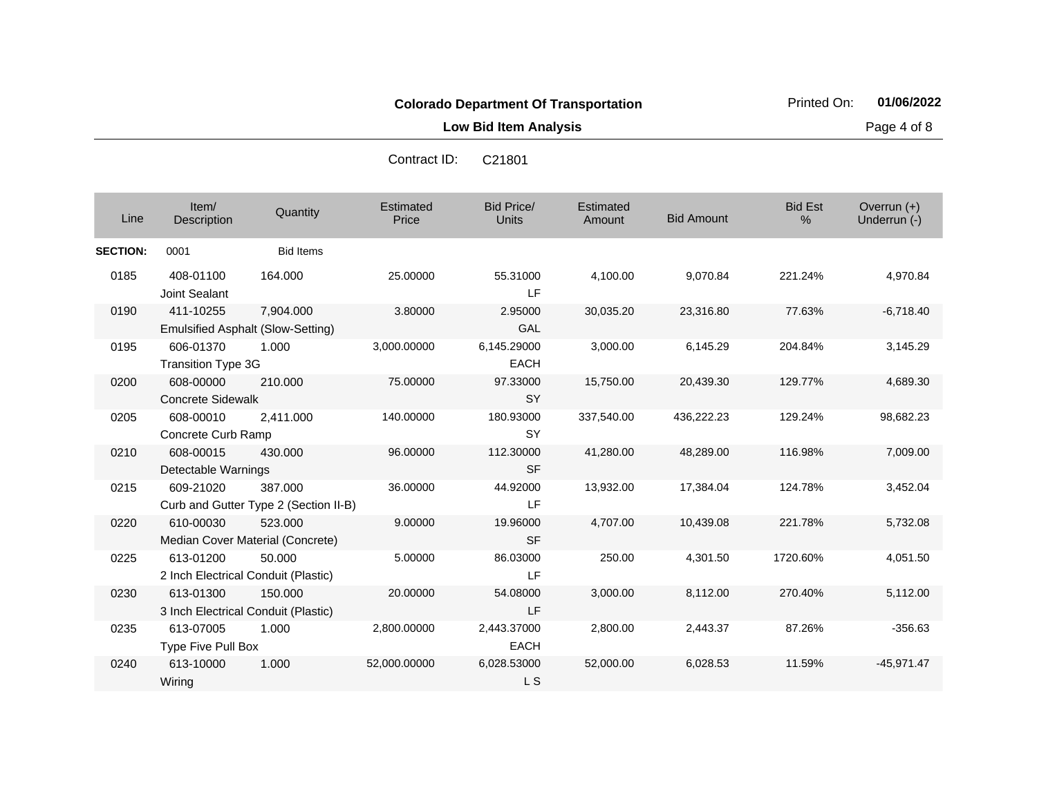**Colorado Department Of Transportation**

**Low Bid Item Analysis**

Printed On: **01/06/2022**

Contract ID: C21801

| Line | Item/ Description | Quantity | Estimated Price | Bid Price/ Units | Estimated Amount | Bid Amount | Bid Est % | Overrun (+) Underrun (-) |
|---|---|---|---|---|---|---|---|---|
| **SECTION:** | 0001 | Bid Items | | | | | | |
| 0185 | 408-01100 Joint Sealant | 164.000 | 25.00000 | 55.31000 LF | 4,100.00 | 9,070.84 | 221.24% | 4,970.84 |
| 0190 | 411-10255 Emulsified Asphalt (Slow-Setting) | 7,904.000 | 3.80000 | 2.95000 GAL | 30,035.20 | 23,316.80 | 77.63% | -6,718.40 |
| 0195 | 606-01370 Transition Type 3G | 1.000 | 3,000.00000 | 6,145.29000 EACH | 3,000.00 | 6,145.29 | 204.84% | 3,145.29 |
| 0200 | 608-00000 Concrete Sidewalk | 210.000 | 75.00000 | 97.33000 SY | 15,750.00 | 20,439.30 | 129.77% | 4,689.30 |
| 0205 | 608-00010 Concrete Curb Ramp | 2,411.000 | 140.00000 | 180.93000 SY | 337,540.00 | 436,222.23 | 129.24% | 98,682.23 |
| 0210 | 608-00015 Detectable Warnings | 430.000 | 96.00000 | 112.30000 SF | 41,280.00 | 48,289.00 | 116.98% | 7,009.00 |
| 0215 | 609-21020 Curb and Gutter Type 2 (Section II-B) | 387.000 | 36.00000 | 44.92000 LF | 13,932.00 | 17,384.04 | 124.78% | 3,452.04 |
| 0220 | 610-00030 Median Cover Material (Concrete) | 523.000 | 9.00000 | 19.96000 SF | 4,707.00 | 10,439.08 | 221.78% | 5,732.08 |
| 0225 | 613-01200 2 Inch Electrical Conduit (Plastic) | 50.000 | 5.00000 | 86.03000 LF | 250.00 | 4,301.50 | 1720.60% | 4,051.50 |
| 0230 | 613-01300 3 Inch Electrical Conduit (Plastic) | 150.000 | 20.00000 | 54.08000 LF | 3,000.00 | 8,112.00 | 270.40% | 5,112.00 |
| 0235 | 613-07005 Type Five Pull Box | 1.000 | 2,800.00000 | 2,443.37000 EACH | 2,800.00 | 2,443.37 | 87.26% | -356.63 |
| 0240 | 613-10000 Wiring | 1.000 | 52,000.00000 | 6,028.53000 L S | 52,000.00 | 6,028.53 | 11.59% | -45,971.47 |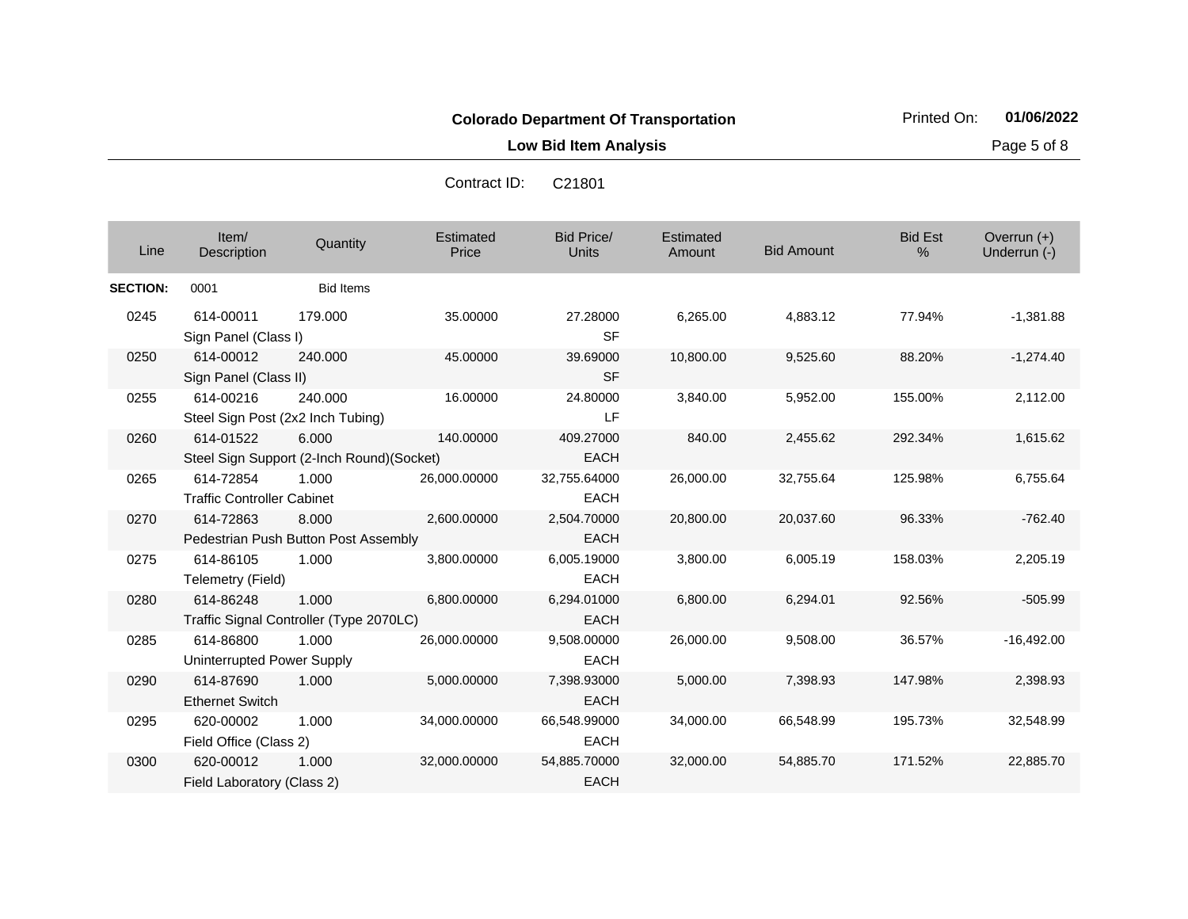**Colorado Department Of Transportation**

**Low Bid Item Analysis**

Printed On: **01/06/2022**

Contract ID: C21801

| Line | Item/ Description | Quantity | Estimated Price | Bid Price/ Units | Estimated Amount | Bid Amount | Bid Est % | Overrun (+) Underrun (-) |
|---|---|---|---|---|---|---|---|---|
| **SECTION:** | 0001 | Bid Items | | | | | | |
| 0245 | 614-00011 Sign Panel (Class I) | 179.000 | 35.00000 | 27.28000 SF | 6,265.00 | 4,883.12 | 77.94% | -1,381.88 |
| 0250 | 614-00012 Sign Panel (Class II) | 240.000 | 45.00000 | 39.69000 SF | 10,800.00 | 9,525.60 | 88.20% | -1,274.40 |
| 0255 | 614-00216 Steel Sign Post (2x2 Inch Tubing) | 240.000 | 16.00000 | 24.80000 LF | 3,840.00 | 5,952.00 | 155.00% | 2,112.00 |
| 0260 | 614-01522 Steel Sign Support (2-Inch Round)(Socket) | 6.000 | 140.00000 | 409.27000 EACH | 840.00 | 2,455.62 | 292.34% | 1,615.62 |
| 0265 | 614-72854 Traffic Controller Cabinet | 1.000 | 26,000.00000 | 32,755.64000 EACH | 26,000.00 | 32,755.64 | 125.98% | 6,755.64 |
| 0270 | 614-72863 Pedestrian Push Button Post Assembly | 8.000 | 2,600.00000 | 2,504.70000 EACH | 20,800.00 | 20,037.60 | 96.33% | -762.40 |
| 0275 | 614-86105 Telemetry (Field) | 1.000 | 3,800.00000 | 6,005.19000 EACH | 3,800.00 | 6,005.19 | 158.03% | 2,205.19 |
| 0280 | 614-86248 Traffic Signal Controller (Type 2070LC) | 1.000 | 6,800.00000 | 6,294.01000 EACH | 6,800.00 | 6,294.01 | 92.56% | -505.99 |
| 0285 | 614-86800 Uninterrupted Power Supply | 1.000 | 26,000.00000 | 9,508.00000 EACH | 26,000.00 | 9,508.00 | 36.57% | -16,492.00 |
| 0290 | 614-87690 Ethernet Switch | 1.000 | 5,000.00000 | 7,398.93000 EACH | 5,000.00 | 7,398.93 | 147.98% | 2,398.93 |
| 0295 | 620-00002 Field Office (Class 2) | 1.000 | 34,000.00000 | 66,548.99000 EACH | 34,000.00 | 66,548.99 | 195.73% | 32,548.99 |
| 0300 | 620-00012 Field Laboratory (Class 2) | 1.000 | 32,000.00000 | 54,885.70000 EACH | 32,000.00 | 54,885.70 | 171.52% | 22,885.70 |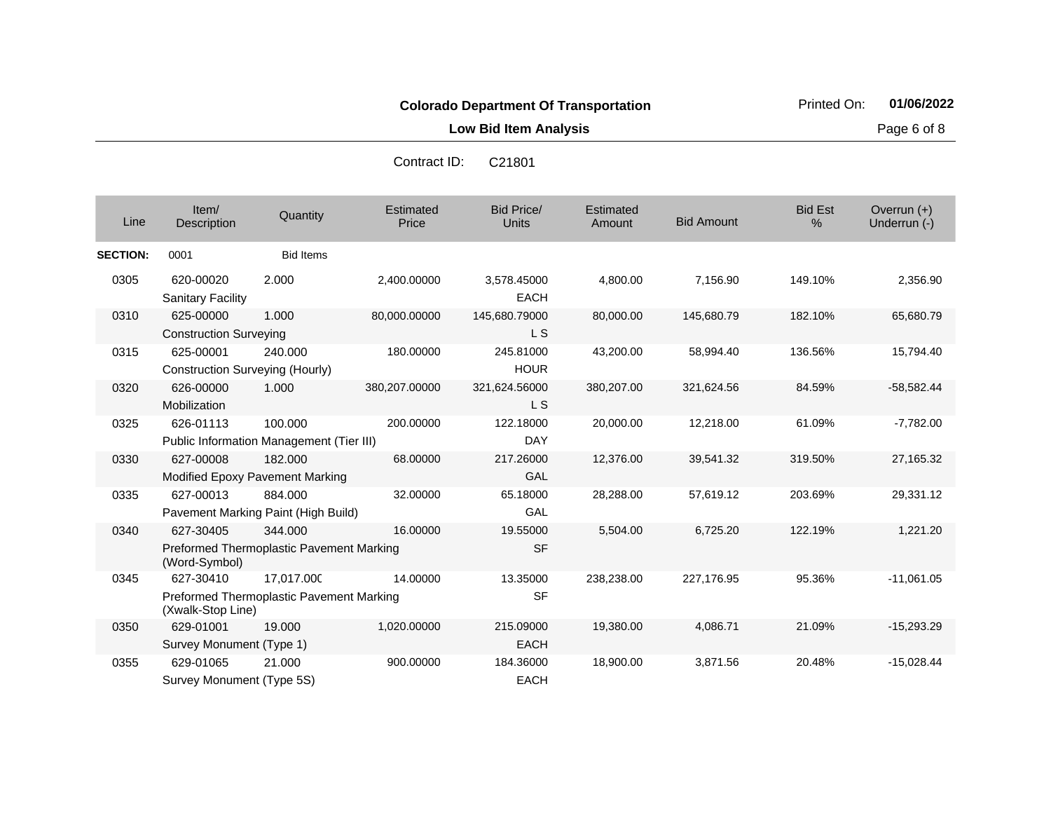**Colorado Department Of Transportation**

**Low Bid Item Analysis**

Printed On: **01/06/2022**

Contract ID: C21801

| Line | Item/ Description | Quantity | Estimated Price | Bid Price/ Units | Estimated Amount | Bid Amount | Bid Est % | Overrun (+) Underrun (-) |
|---|---|---|---|---|---|---|---|---|
| **SECTION:** | 0001 | Bid Items | | | | | | |
| 0305 | 620-00020 Sanitary Facility | 2.000 | 2,400.00000 | 3,578.45000 EACH | 4,800.00 | 7,156.90 | 149.10% | 2,356.90 |
| 0310 | 625-00000 Construction Surveying | 1.000 | 80,000.00000 | 145,680.79000 L S | 80,000.00 | 145,680.79 | 182.10% | 65,680.79 |
| 0315 | 625-00001 Construction Surveying (Hourly) | 240.000 | 180.00000 | 245.81000 HOUR | 43,200.00 | 58,994.40 | 136.56% | 15,794.40 |
| 0320 | 626-00000 Mobilization | 1.000 | 380,207.00000 | 321,624.56000 L S | 380,207.00 | 321,624.56 | 84.59% | -58,582.44 |
| 0325 | 626-01113 Public Information Management (Tier III) | 100.000 | 200.00000 | 122.18000 DAY | 20,000.00 | 12,218.00 | 61.09% | -7,782.00 |
| 0330 | 627-00008 Modified Epoxy Pavement Marking | 182.000 | 68.00000 | 217.26000 GAL | 12,376.00 | 39,541.32 | 319.50% | 27,165.32 |
| 0335 | 627-00013 Pavement Marking Paint (High Build) | 884.000 | 32.00000 | 65.18000 GAL | 28,288.00 | 57,619.12 | 203.69% | 29,331.12 |
| 0340 | 627-30405 Preformed Thermoplastic Pavement Marking (Word-Symbol) | 344.000 | 16.00000 | 19.55000 SF | 5,504.00 | 6,725.20 | 122.19% | 1,221.20 |
| 0345 | 627-30410 Preformed Thermoplastic Pavement Marking (Xwalk-Stop Line) | 17,017.000 | 14.00000 | 13.35000 SF | 238,238.00 | 227,176.95 | 95.36% | -11,061.05 |
| 0350 | 629-01001 Survey Monument (Type 1) | 19.000 | 1,020.00000 | 215.09000 EACH | 19,380.00 | 4,086.71 | 21.09% | -15,293.29 |
| 0355 | 629-01065 Survey Monument (Type 5S) | 21.000 | 900.00000 | 184.36000 EACH | 18,900.00 | 3,871.56 | 20.48% | -15,028.44 |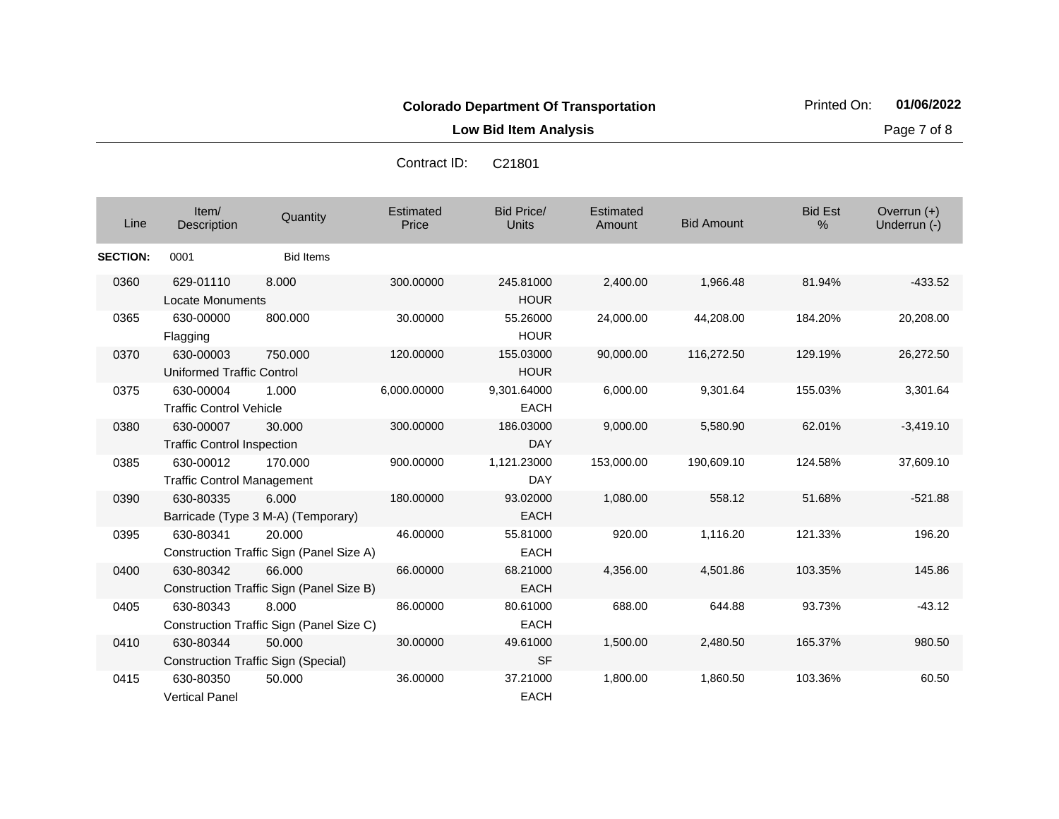**Colorado Department Of Transportation**

**Low Bid Item Analysis**

Contract ID: C21801

| Line | Item/ Description | Quantity | Estimated Price | Bid Price/ Units | Estimated Amount | Bid Amount | Bid Est % | Overrun (+) Underrun (-) |
|---|---|---|---|---|---|---|---|---|
| **SECTION:** | 0001 | Bid Items | | | | | | |
| 0360 | 629-01110 Locate Monuments | 8.000 | 300.00000 | 245.81000 HOUR | 2,400.00 | 1,966.48 | 81.94% | -433.52 |
| 0365 | 630-00000 Flagging | 800.000 | 30.00000 | 55.26000 HOUR | 24,000.00 | 44,208.00 | 184.20% | 20,208.00 |
| 0370 | 630-00003 Uniformed Traffic Control | 750.000 | 120.00000 | 155.03000 HOUR | 90,000.00 | 116,272.50 | 129.19% | 26,272.50 |
| 0375 | 630-00004 Traffic Control Vehicle | 1.000 | 6,000.00000 | 9,301.64000 EACH | 6,000.00 | 9,301.64 | 155.03% | 3,301.64 |
| 0380 | 630-00007 Traffic Control Inspection | 30.000 | 300.00000 | 186.03000 DAY | 9,000.00 | 5,580.90 | 62.01% | -3,419.10 |
| 0385 | 630-00012 Traffic Control Management | 170.000 | 900.00000 | 1,121.23000 DAY | 153,000.00 | 190,609.10 | 124.58% | 37,609.10 |
| 0390 | 630-80335 Barricade (Type 3 M-A) (Temporary) | 6.000 | 180.00000 | 93.02000 EACH | 1,080.00 | 558.12 | 51.68% | -521.88 |
| 0395 | 630-80341 Construction Traffic Sign (Panel Size A) | 20.000 | 46.00000 | 55.81000 EACH | 920.00 | 1,116.20 | 121.33% | 196.20 |
| 0400 | 630-80342 Construction Traffic Sign (Panel Size B) | 66.000 | 66.00000 | 68.21000 EACH | 4,356.00 | 4,501.86 | 103.35% | 145.86 |
| 0405 | 630-80343 Construction Traffic Sign (Panel Size C) | 8.000 | 86.00000 | 80.61000 EACH | 688.00 | 644.88 | 93.73% | -43.12 |
| 0410 | 630-80344 Construction Traffic Sign (Special) | 50.000 | 30.00000 | 49.61000 SF | 1,500.00 | 2,480.50 | 165.37% | 980.50 |
| 0415 | 630-80350 Vertical Panel | 50.000 | 36.00000 | 37.21000 EACH | 1,800.00 | 1,860.50 | 103.36% | 60.50 |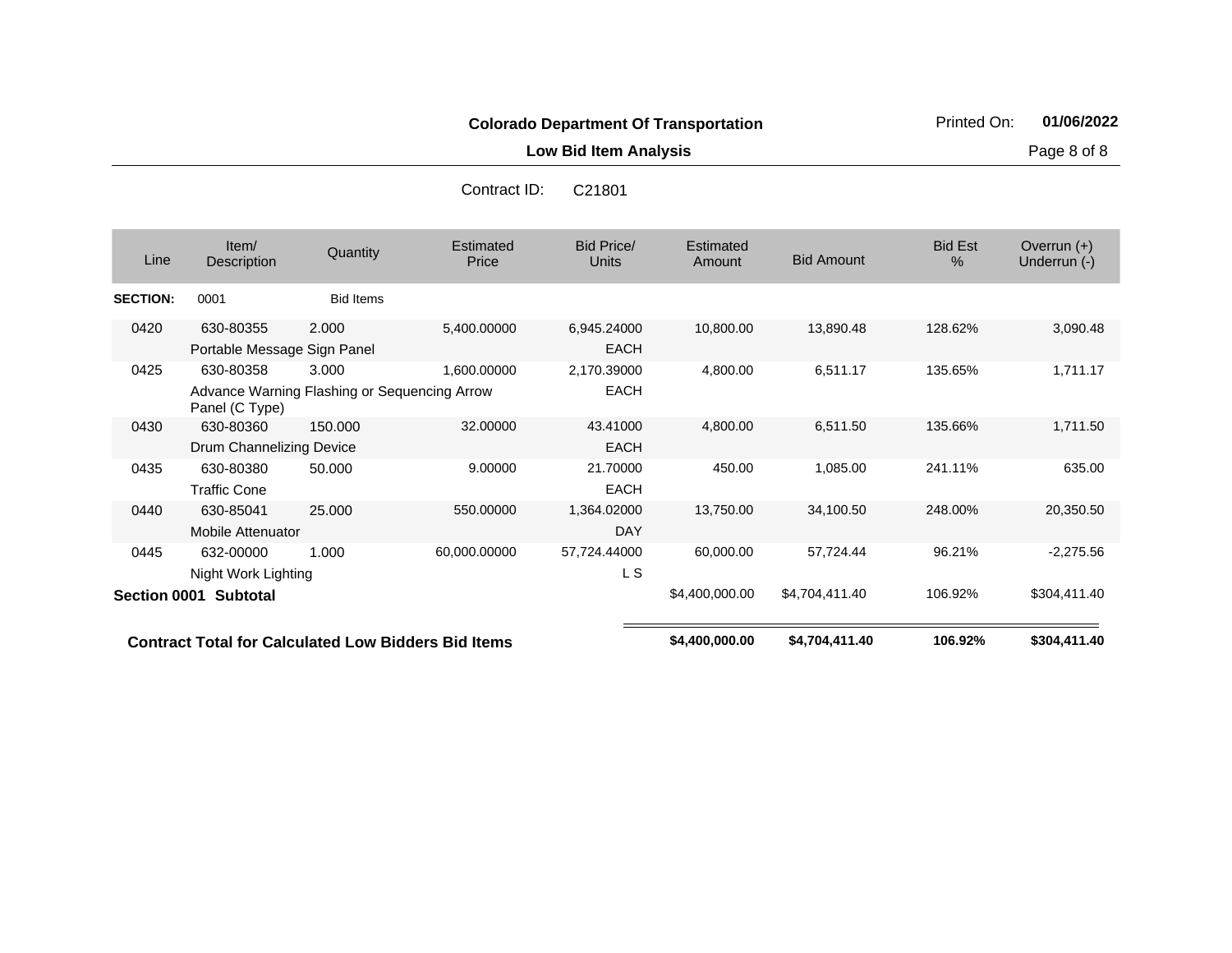**Colorado Department Of Transportation**

**Low Bid Item Analysis**

Printed On: **01/06/2022**

Contract ID: C21801

| Line | Item/ Description | Quantity | Estimated Price | Bid Price/ Units | Estimated Amount | Bid Amount | Bid Est % | Overrun (+) Underrun (-) |
|---|---|---|---|---|---|---|---|---|
| **SECTION:** | 0001 | Bid Items | | | | | | |
| 0420 | 630-80355 Portable Message Sign Panel | 2.000 | 5,400.00000 | 6,945.24000 EACH | 10,800.00 | 13,890.48 | 128.62% | 3,090.48 |
| 0425 | 630-80358 Advance Warning Flashing or Sequencing Arrow Panel (C Type) | 3.000 | 1,600.00000 | 2,170.39000 EACH | 4,800.00 | 6,511.17 | 135.65% | 1,711.17 |
| 0430 | 630-80360 Drum Channelizing Device | 150.000 | 32.00000 | 43.41000 EACH | 4,800.00 | 6,511.50 | 135.66% | 1,711.50 |
| 0435 | 630-80380 Traffic Cone | 50.000 | 9.00000 | 21.70000 EACH | 450.00 | 1,085.00 | 241.11% | 635.00 |
| 0440 | 630-85041 Mobile Attenuator | 25.000 | 550.00000 | 1,364.02000 DAY | 13,750.00 | 34,100.50 | 248.00% | 20,350.50 |
| 0445 | 632-00000 Night Work Lighting | 1.000 | 60,000.00000 | 57,724.44000 L S | 60,000.00 | 57,724.44 | 96.21% | -2,275.56 |
| **Section 0001 Subtotal** | | | | | $4,400,000.00 | $4,704,411.40 | 106.92% | $304,411.40 |
| **Contract Total for Calculated Low Bidders Bid Items** | | | | | **$4,400,000.00** | **$4,704,411.40** | **106.92%** | **$304,411.40** |